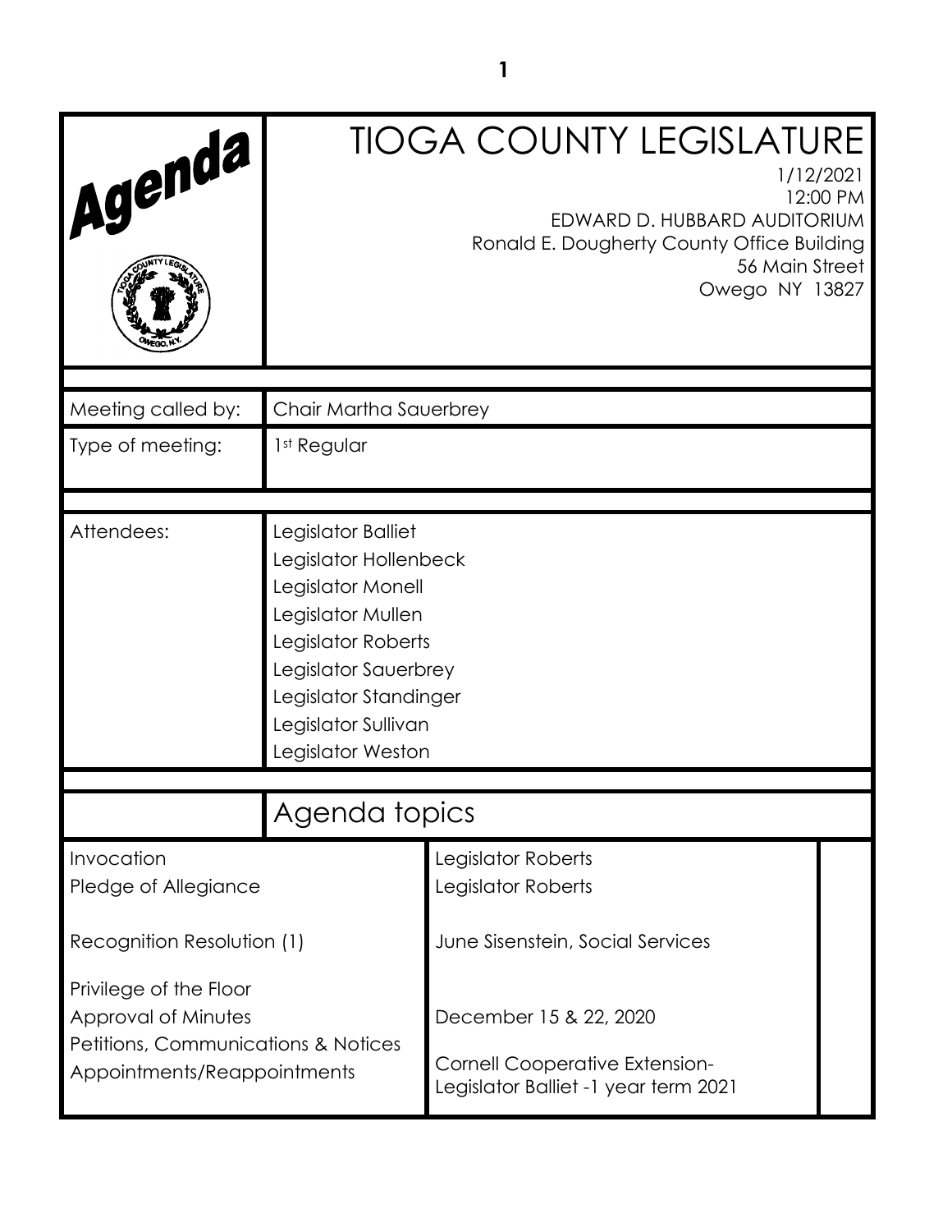# Agenda

# TIOGA COUNTY LEGISLATURE

1/12/2021
12:00 PM
EDWARD D. HUBBARD AUDITORIUM
Ronald E. Dougherty County Office Building
56 Main Street
Owego NY 13827

| | |
|---|---|
| Meeting called by: | Chair Martha Sauerbrey |
| Type of meeting: | 1st Regular |

| | |
|---|---|
| Attendees: | Legislator Balliet<br>Legislator Hollenbeck<br>Legislator Monell<br>Legislator Mullen<br>Legislator Roberts<br>Legislator Sauerbrey<br>Legislator Standinger<br>Legislator Sullivan<br>Legislator Weston |

## Agenda topics

| | | |
|---|---|---|
| Invocation | Legislator Roberts | |
| Pledge of Allegiance | Legislator Roberts | |
| Recognition Resolution (1) | June Sisenstein, Social Services | |
| Privilege of the Floor | | |
| Approval of Minutes | December 15 & 22, 2020 | |
| Petitions, Communications & Notices | | |
| Appointments/Reappointments | Cornell Cooperative Extension-<br>Legislator Balliet -1 year term 2021 | |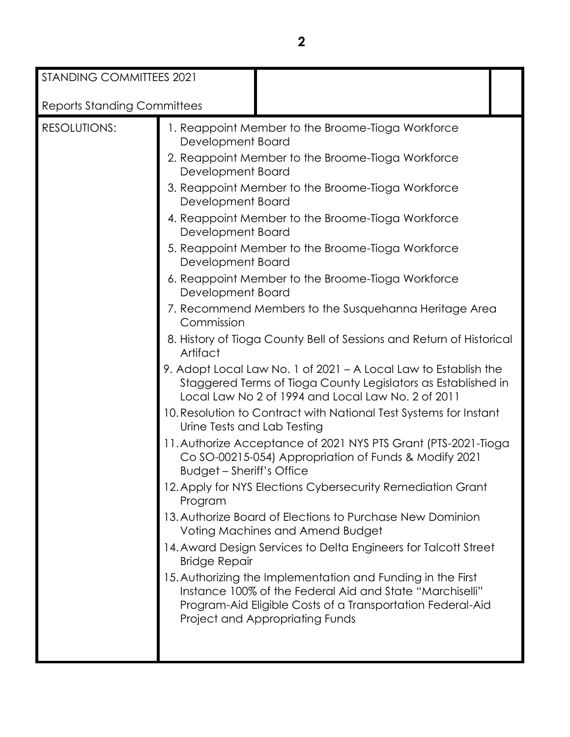| STANDING COMMITTEES 2021<br><br>Reports Standing Committees | | |
|---|---|---|
| RESOLUTIONS: | 1. Reappoint Member to the Broome-Tioga Workforce Development Board<br>2. Reappoint Member to the Broome-Tioga Workforce Development Board<br>3. Reappoint Member to the Broome-Tioga Workforce Development Board<br>4. Reappoint Member to the Broome-Tioga Workforce Development Board<br>5. Reappoint Member to the Broome-Tioga Workforce Development Board<br>6. Reappoint Member to the Broome-Tioga Workforce Development Board<br>7. Recommend Members to the Susquehanna Heritage Area Commission<br>8. History of Tioga County Bell of Sessions and Return of Historical Artifact<br>9. Adopt Local Law No. 1 of 2021 – A Local Law to Establish the Staggered Terms of Tioga County Legislators as Established in Local Law No 2 of 1994 and Local Law No. 2 of 2011<br>10. Resolution to Contract with National Test Systems for Instant Urine Tests and Lab Testing<br>11. Authorize Acceptance of 2021 NYS PTS Grant (PTS-2021-Tioga Co SO-00215-054) Appropriation of Funds & Modify 2021 Budget – Sheriff's Office<br>12. Apply for NYS Elections Cybersecurity Remediation Grant Program<br>13. Authorize Board of Elections to Purchase New Dominion Voting Machines and Amend Budget<br>14. Award Design Services to Delta Engineers for Talcott Street Bridge Repair<br>15. Authorizing the Implementation and Funding in the First Instance 100% of the Federal Aid and State "Marchiselli" Program-Aid Eligible Costs of a Transportation Federal-Aid Project and Appropriating Funds | |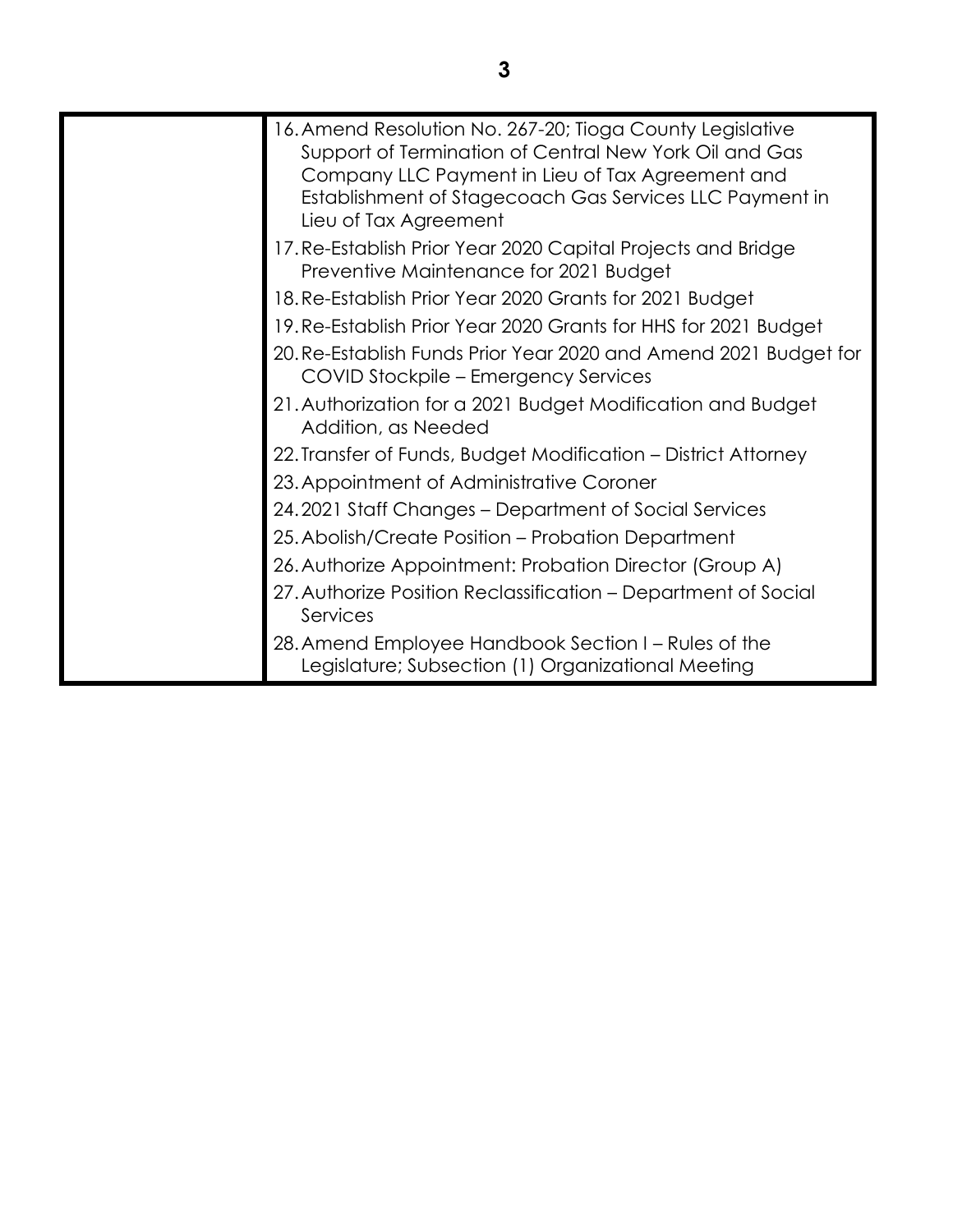| | |
|---|---|
| | 16. Amend Resolution No. 267-20; Tioga County Legislative Support of Termination of Central New York Oil and Gas Company LLC Payment in Lieu of Tax Agreement and Establishment of Stagecoach Gas Services LLC Payment in Lieu of Tax Agreement<br>17. Re-Establish Prior Year 2020 Capital Projects and Bridge Preventive Maintenance for 2021 Budget<br>18. Re-Establish Prior Year 2020 Grants for 2021 Budget<br>19. Re-Establish Prior Year 2020 Grants for HHS for 2021 Budget<br>20. Re-Establish Funds Prior Year 2020 and Amend 2021 Budget for COVID Stockpile – Emergency Services<br>21. Authorization for a 2021 Budget Modification and Budget Addition, as Needed<br>22. Transfer of Funds, Budget Modification – District Attorney<br>23. Appointment of Administrative Coroner<br>24. 2021 Staff Changes – Department of Social Services<br>25. Abolish/Create Position – Probation Department<br>26. Authorize Appointment: Probation Director (Group A)<br>27. Authorize Position Reclassification – Department of Social Services<br>28. Amend Employee Handbook Section I – Rules of the Legislature; Subsection (1) Organizational Meeting |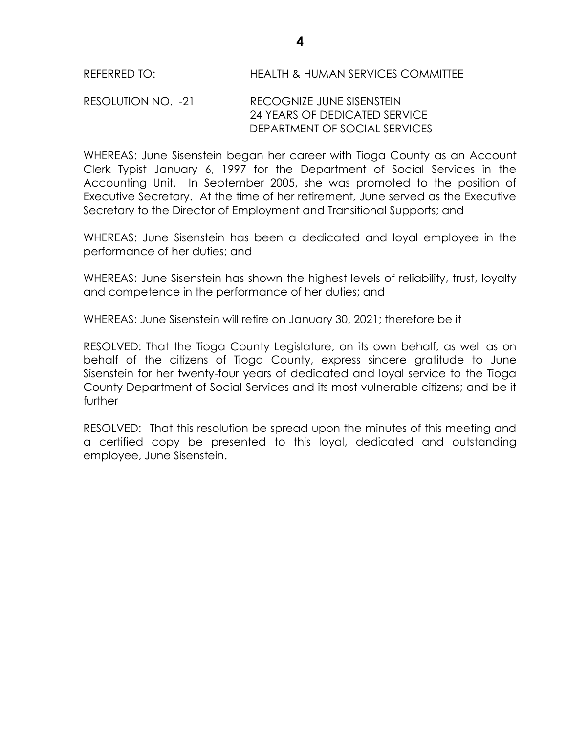REFERRED TO: HEALTH & HUMAN SERVICES COMMITTEE

RESOLUTION NO. -21 RECOGNIZE JUNE SISENSTEIN
24 YEARS OF DEDICATED SERVICE
DEPARTMENT OF SOCIAL SERVICES

WHEREAS: June Sisenstein began her career with Tioga County as an Account Clerk Typist January 6, 1997 for the Department of Social Services in the Accounting Unit. In September 2005, she was promoted to the position of Executive Secretary. At the time of her retirement, June served as the Executive Secretary to the Director of Employment and Transitional Supports; and

WHEREAS: June Sisenstein has been a dedicated and loyal employee in the performance of her duties; and

WHEREAS: June Sisenstein has shown the highest levels of reliability, trust, loyalty and competence in the performance of her duties; and

WHEREAS: June Sisenstein will retire on January 30, 2021; therefore be it

RESOLVED: That the Tioga County Legislature, on its own behalf, as well as on behalf of the citizens of Tioga County, express sincere gratitude to June Sisenstein for her twenty-four years of dedicated and loyal service to the Tioga County Department of Social Services and its most vulnerable citizens; and be it further

RESOLVED: That this resolution be spread upon the minutes of this meeting and a certified copy be presented to this loyal, dedicated and outstanding employee, June Sisenstein.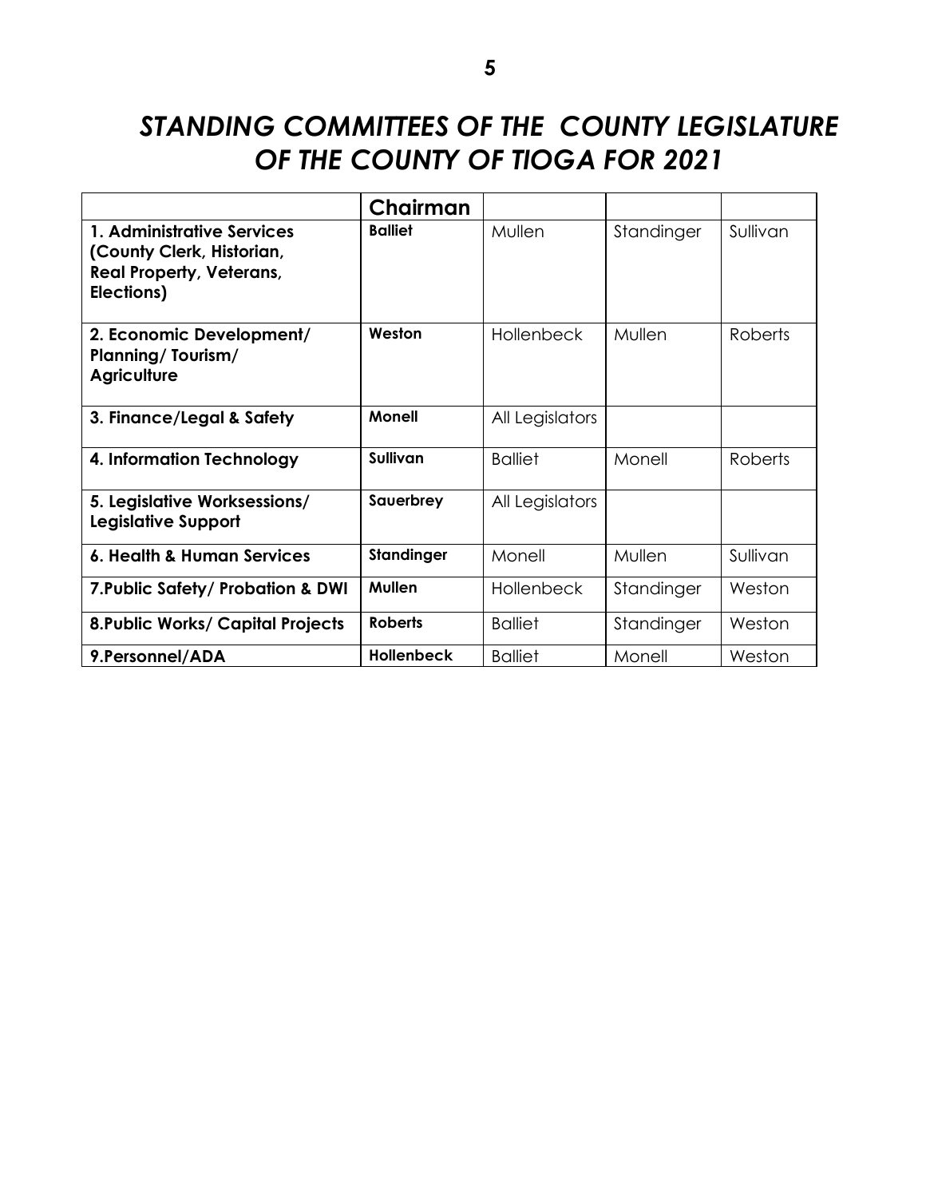# *STANDING COMMITTEES OF THE COUNTY LEGISLATURE OF THE COUNTY OF TIOGA FOR 2021*

| | Chairman | | | |
|---|---|---|---|---|
| **1. Administrative Services (County Clerk, Historian, Real Property, Veterans, Elections)** | **Balliet** | Mullen | Standinger | Sullivan |
| **2. Economic Development/ Planning/ Tourism/ Agriculture** | **Weston** | Hollenbeck | Mullen | Roberts |
| **3. Finance/Legal & Safety** | **Monell** | All Legislators | | |
| **4. Information Technology** | **Sullivan** | Balliet | Monell | Roberts |
| **5. Legislative Worksessions/ Legislative Support** | **Sauerbrey** | All Legislators | | |
| **6. Health & Human Services** | **Standinger** | Monell | Mullen | Sullivan |
| **7.Public Safety/ Probation & DWI** | **Mullen** | Hollenbeck | Standinger | Weston |
| **8.Public Works/ Capital Projects** | **Roberts** | Balliet | Standinger | Weston |
| **9.Personnel/ADA** | **Hollenbeck** | Balliet | Monell | Weston |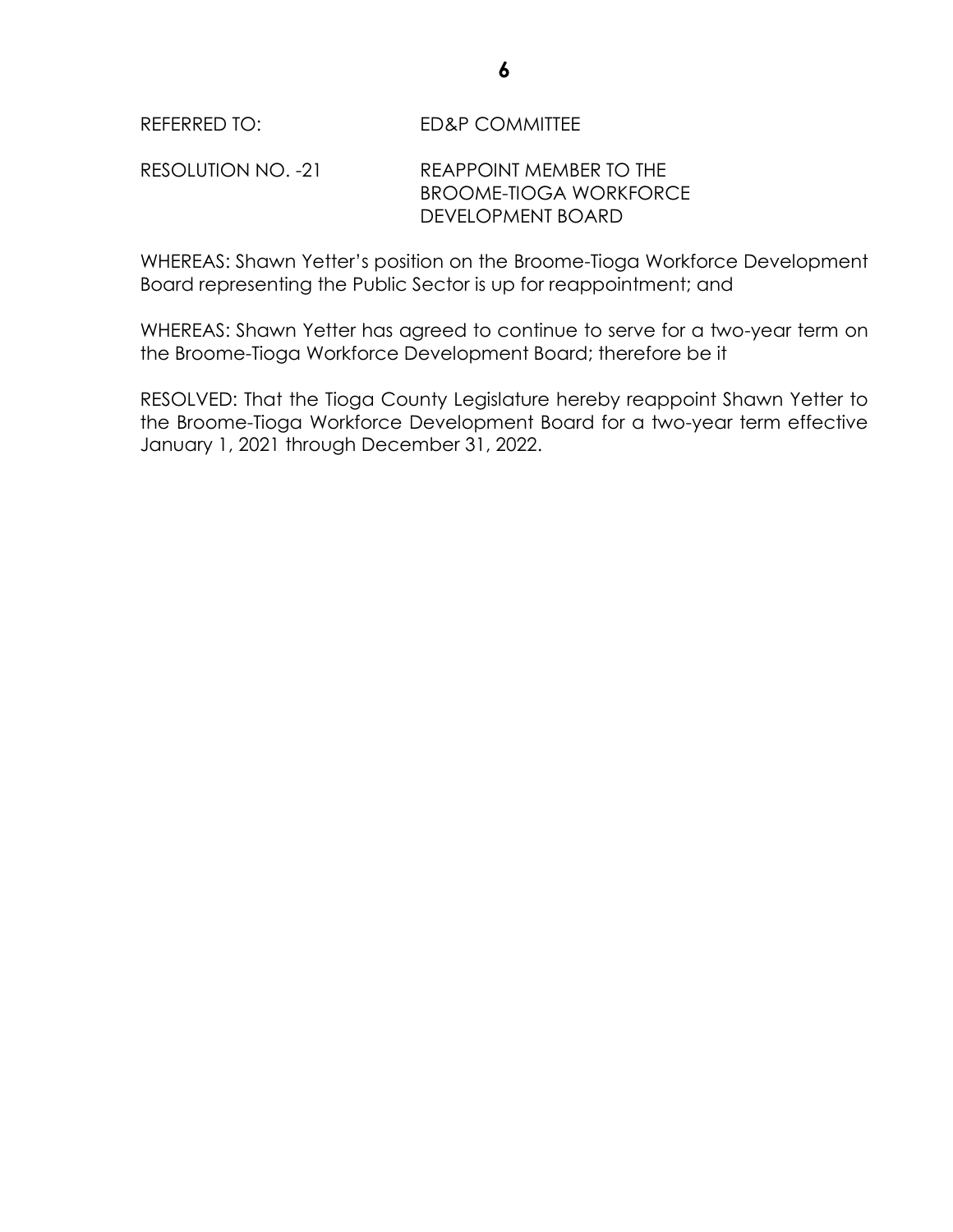REFERRED TO: ED&P COMMITTEE

RESOLUTION NO. -21 REAPPOINT MEMBER TO THE BROOME-TIOGA WORKFORCE DEVELOPMENT BOARD

WHEREAS: Shawn Yetter's position on the Broome-Tioga Workforce Development Board representing the Public Sector is up for reappointment; and

WHEREAS: Shawn Yetter has agreed to continue to serve for a two-year term on the Broome-Tioga Workforce Development Board; therefore be it

RESOLVED: That the Tioga County Legislature hereby reappoint Shawn Yetter to the Broome-Tioga Workforce Development Board for a two-year term effective January 1, 2021 through December 31, 2022.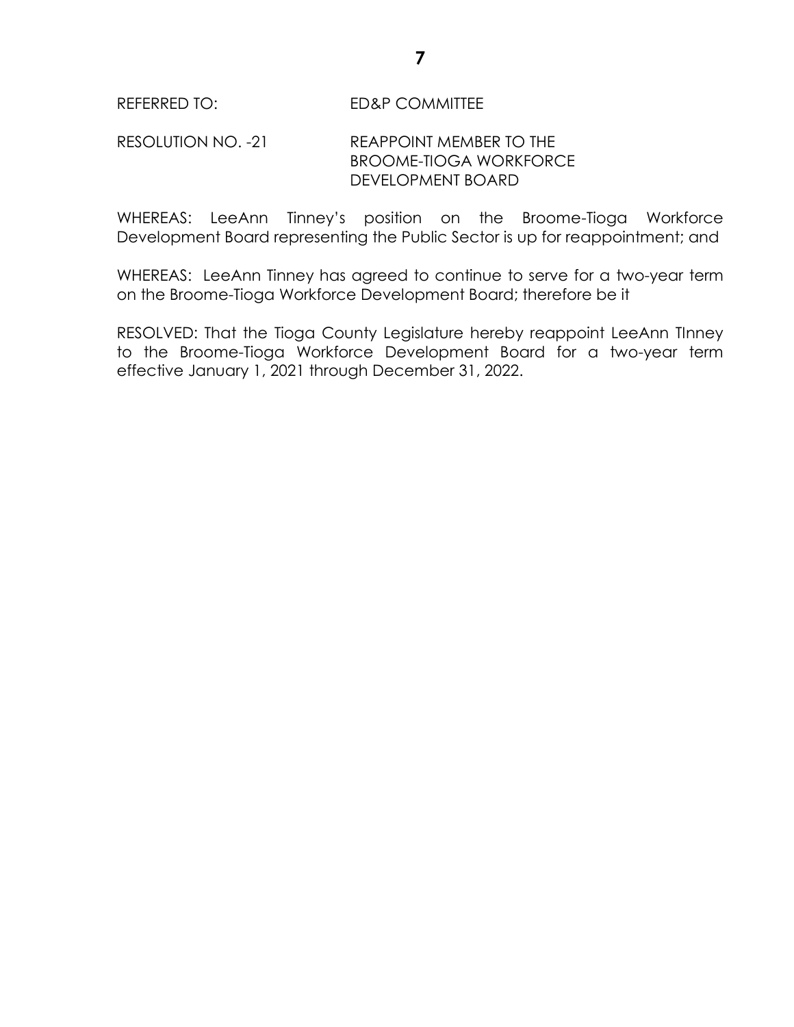REFERRED TO: ED&P COMMITTEE

RESOLUTION NO. -21 REAPPOINT MEMBER TO THE BROOME-TIOGA WORKFORCE DEVELOPMENT BOARD

WHEREAS: LeeAnn Tinney's position on the Broome-Tioga Workforce Development Board representing the Public Sector is up for reappointment; and

WHEREAS: LeeAnn Tinney has agreed to continue to serve for a two-year term on the Broome-Tioga Workforce Development Board; therefore be it

RESOLVED: That the Tioga County Legislature hereby reappoint LeeAnn TInney to the Broome-Tioga Workforce Development Board for a two-year term effective January 1, 2021 through December 31, 2022.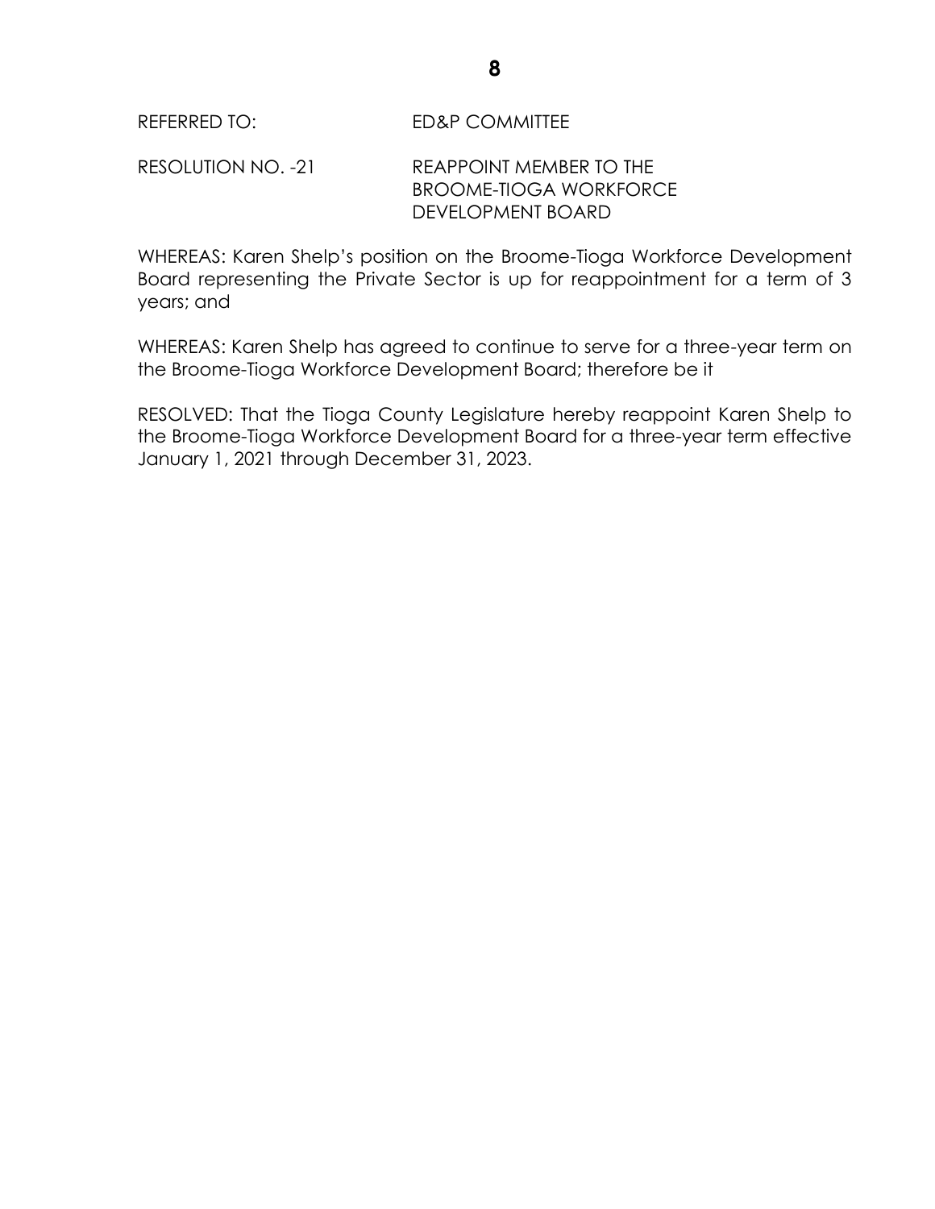REFERRED TO: ED&P COMMITTEE

RESOLUTION NO. -21 REAPPOINT MEMBER TO THE BROOME-TIOGA WORKFORCE DEVELOPMENT BOARD

WHEREAS: Karen Shelp's position on the Broome-Tioga Workforce Development Board representing the Private Sector is up for reappointment for a term of 3 years; and

WHEREAS: Karen Shelp has agreed to continue to serve for a three-year term on the Broome-Tioga Workforce Development Board; therefore be it

RESOLVED: That the Tioga County Legislature hereby reappoint Karen Shelp to the Broome-Tioga Workforce Development Board for a three-year term effective January 1, 2021 through December 31, 2023.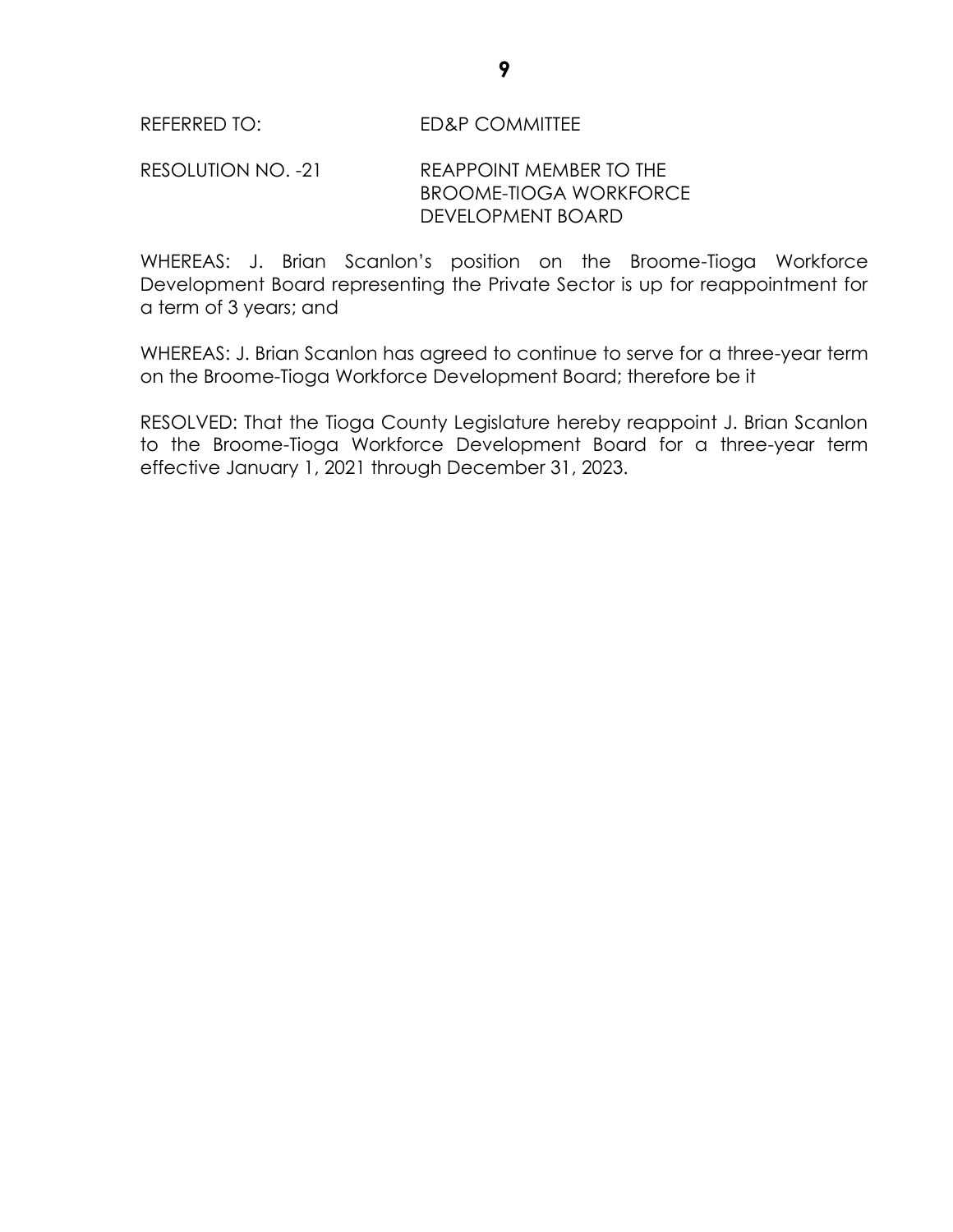REFERRED TO: ED&P COMMITTEE

RESOLUTION NO. -21 REAPPOINT MEMBER TO THE BROOME-TIOGA WORKFORCE DEVELOPMENT BOARD

WHEREAS: J. Brian Scanlon's position on the Broome-Tioga Workforce Development Board representing the Private Sector is up for reappointment for a term of 3 years; and

WHEREAS: J. Brian Scanlon has agreed to continue to serve for a three-year term on the Broome-Tioga Workforce Development Board; therefore be it

RESOLVED: That the Tioga County Legislature hereby reappoint J. Brian Scanlon to the Broome-Tioga Workforce Development Board for a three-year term effective January 1, 2021 through December 31, 2023.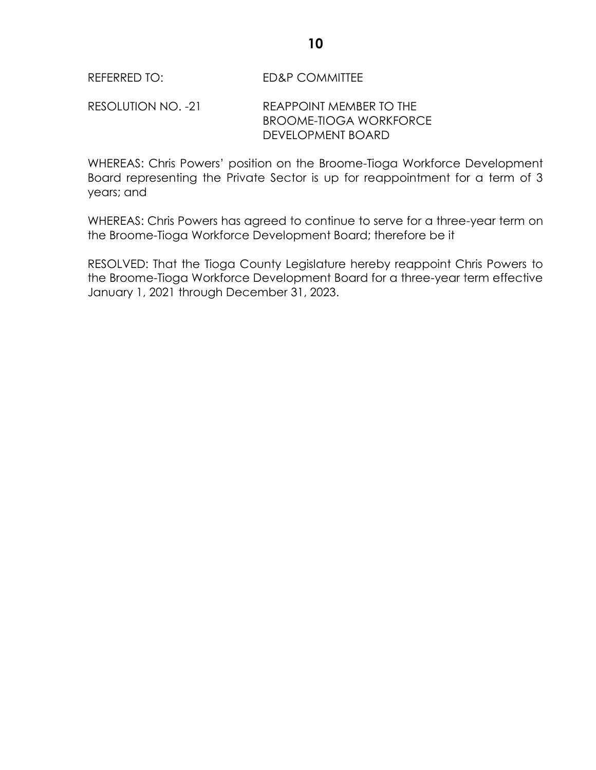REFERRED TO: ED&P COMMITTEE

RESOLUTION NO. -21 REAPPOINT MEMBER TO THE BROOME-TIOGA WORKFORCE DEVELOPMENT BOARD

WHEREAS: Chris Powers' position on the Broome-Tioga Workforce Development Board representing the Private Sector is up for reappointment for a term of 3 years; and

WHEREAS: Chris Powers has agreed to continue to serve for a three-year term on the Broome-Tioga Workforce Development Board; therefore be it

RESOLVED: That the Tioga County Legislature hereby reappoint Chris Powers to the Broome-Tioga Workforce Development Board for a three-year term effective January 1, 2021 through December 31, 2023.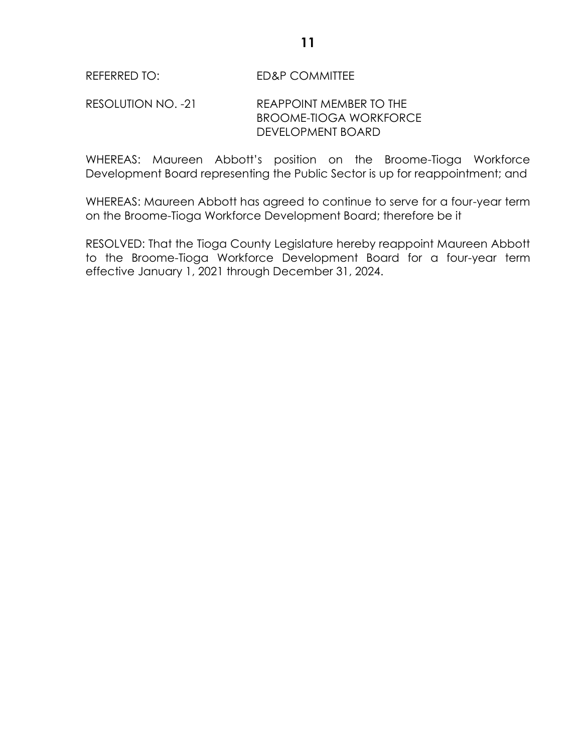REFERRED TO: ED&P COMMITTEE

RESOLUTION NO. -21 REAPPOINT MEMBER TO THE BROOME-TIOGA WORKFORCE DEVELOPMENT BOARD

WHEREAS: Maureen Abbott's position on the Broome-Tioga Workforce Development Board representing the Public Sector is up for reappointment; and

WHEREAS: Maureen Abbott has agreed to continue to serve for a four-year term on the Broome-Tioga Workforce Development Board; therefore be it

RESOLVED: That the Tioga County Legislature hereby reappoint Maureen Abbott to the Broome-Tioga Workforce Development Board for a four-year term effective January 1, 2021 through December 31, 2024.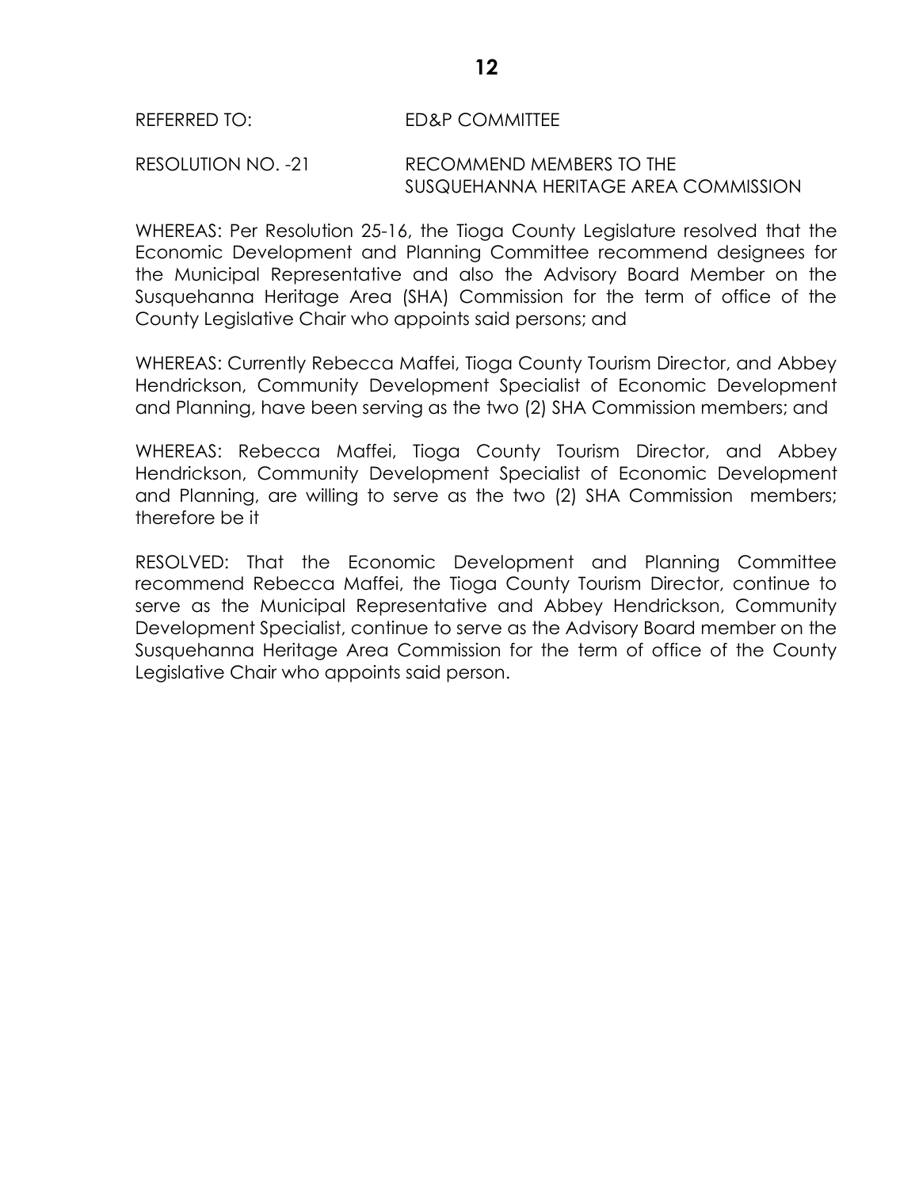REFERRED TO: ED&P COMMITTEE

RESOLUTION NO. -21 RECOMMEND MEMBERS TO THE SUSQUEHANNA HERITAGE AREA COMMISSION

WHEREAS: Per Resolution 25-16, the Tioga County Legislature resolved that the Economic Development and Planning Committee recommend designees for the Municipal Representative and also the Advisory Board Member on the Susquehanna Heritage Area (SHA) Commission for the term of office of the County Legislative Chair who appoints said persons; and

WHEREAS: Currently Rebecca Maffei, Tioga County Tourism Director, and Abbey Hendrickson, Community Development Specialist of Economic Development and Planning, have been serving as the two (2) SHA Commission members; and

WHEREAS: Rebecca Maffei, Tioga County Tourism Director, and Abbey Hendrickson, Community Development Specialist of Economic Development and Planning, are willing to serve as the two (2) SHA Commission members; therefore be it

RESOLVED: That the Economic Development and Planning Committee recommend Rebecca Maffei, the Tioga County Tourism Director, continue to serve as the Municipal Representative and Abbey Hendrickson, Community Development Specialist, continue to serve as the Advisory Board member on the Susquehanna Heritage Area Commission for the term of office of the County Legislative Chair who appoints said person.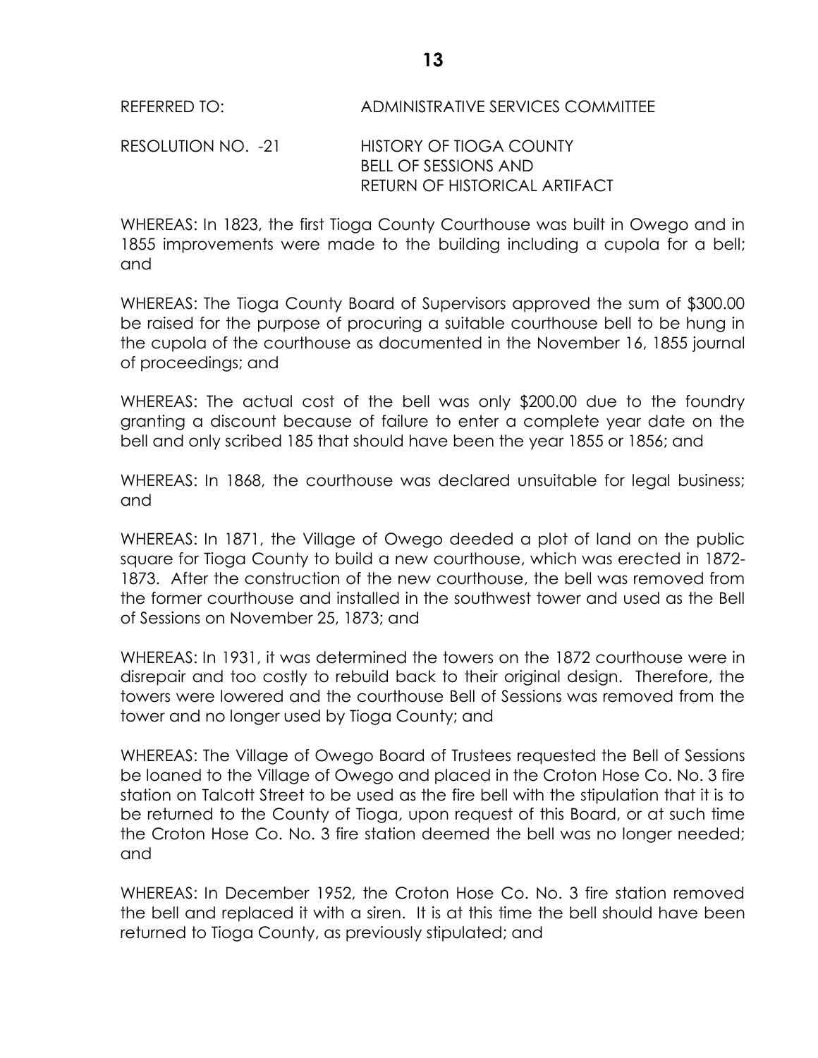REFERRED TO: ADMINISTRATIVE SERVICES COMMITTEE

RESOLUTION NO. -21 HISTORY OF TIOGA COUNTY BELL OF SESSIONS AND RETURN OF HISTORICAL ARTIFACT

WHEREAS: In 1823, the first Tioga County Courthouse was built in Owego and in 1855 improvements were made to the building including a cupola for a bell; and

WHEREAS: The Tioga County Board of Supervisors approved the sum of $300.00 be raised for the purpose of procuring a suitable courthouse bell to be hung in the cupola of the courthouse as documented in the November 16, 1855 journal of proceedings; and

WHEREAS: The actual cost of the bell was only $200.00 due to the foundry granting a discount because of failure to enter a complete year date on the bell and only scribed 185 that should have been the year 1855 or 1856; and

WHEREAS: In 1868, the courthouse was declared unsuitable for legal business; and

WHEREAS: In 1871, the Village of Owego deeded a plot of land on the public square for Tioga County to build a new courthouse, which was erected in 1872-1873. After the construction of the new courthouse, the bell was removed from the former courthouse and installed in the southwest tower and used as the Bell of Sessions on November 25, 1873; and

WHEREAS: In 1931, it was determined the towers on the 1872 courthouse were in disrepair and too costly to rebuild back to their original design. Therefore, the towers were lowered and the courthouse Bell of Sessions was removed from the tower and no longer used by Tioga County; and

WHEREAS: The Village of Owego Board of Trustees requested the Bell of Sessions be loaned to the Village of Owego and placed in the Croton Hose Co. No. 3 fire station on Talcott Street to be used as the fire bell with the stipulation that it is to be returned to the County of Tioga, upon request of this Board, or at such time the Croton Hose Co. No. 3 fire station deemed the bell was no longer needed; and

WHEREAS: In December 1952, the Croton Hose Co. No. 3 fire station removed the bell and replaced it with a siren. It is at this time the bell should have been returned to Tioga County, as previously stipulated; and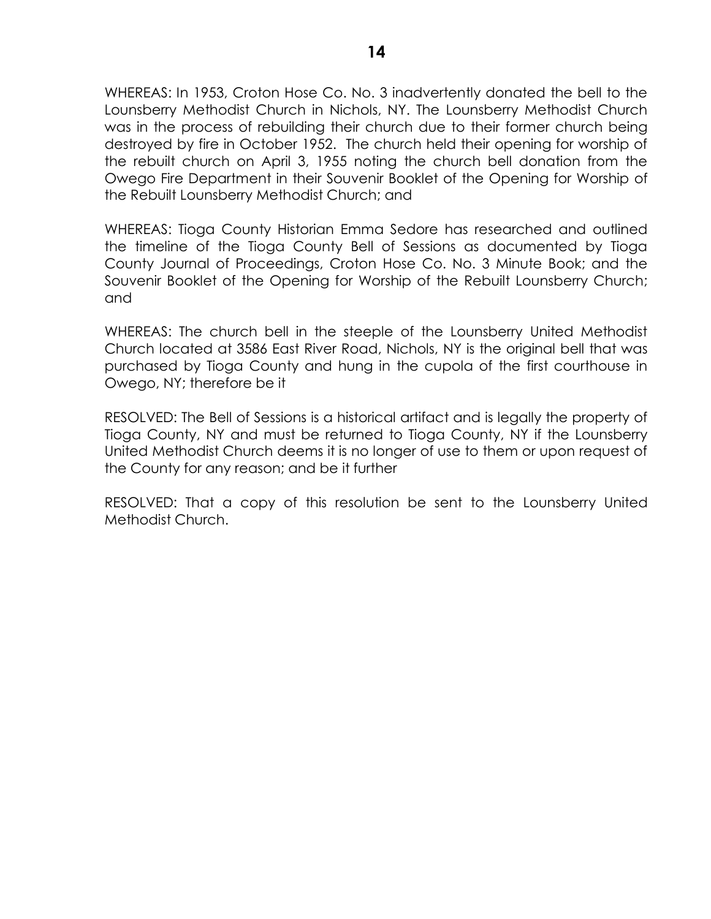WHEREAS: In 1953, Croton Hose Co. No. 3 inadvertently donated the bell to the Lounsberry Methodist Church in Nichols, NY. The Lounsberry Methodist Church was in the process of rebuilding their church due to their former church being destroyed by fire in October 1952. The church held their opening for worship of the rebuilt church on April 3, 1955 noting the church bell donation from the Owego Fire Department in their Souvenir Booklet of the Opening for Worship of the Rebuilt Lounsberry Methodist Church; and

WHEREAS: Tioga County Historian Emma Sedore has researched and outlined the timeline of the Tioga County Bell of Sessions as documented by Tioga County Journal of Proceedings, Croton Hose Co. No. 3 Minute Book; and the Souvenir Booklet of the Opening for Worship of the Rebuilt Lounsberry Church; and

WHEREAS: The church bell in the steeple of the Lounsberry United Methodist Church located at 3586 East River Road, Nichols, NY is the original bell that was purchased by Tioga County and hung in the cupola of the first courthouse in Owego, NY; therefore be it

RESOLVED: The Bell of Sessions is a historical artifact and is legally the property of Tioga County, NY and must be returned to Tioga County, NY if the Lounsberry United Methodist Church deems it is no longer of use to them or upon request of the County for any reason; and be it further

RESOLVED: That a copy of this resolution be sent to the Lounsberry United Methodist Church.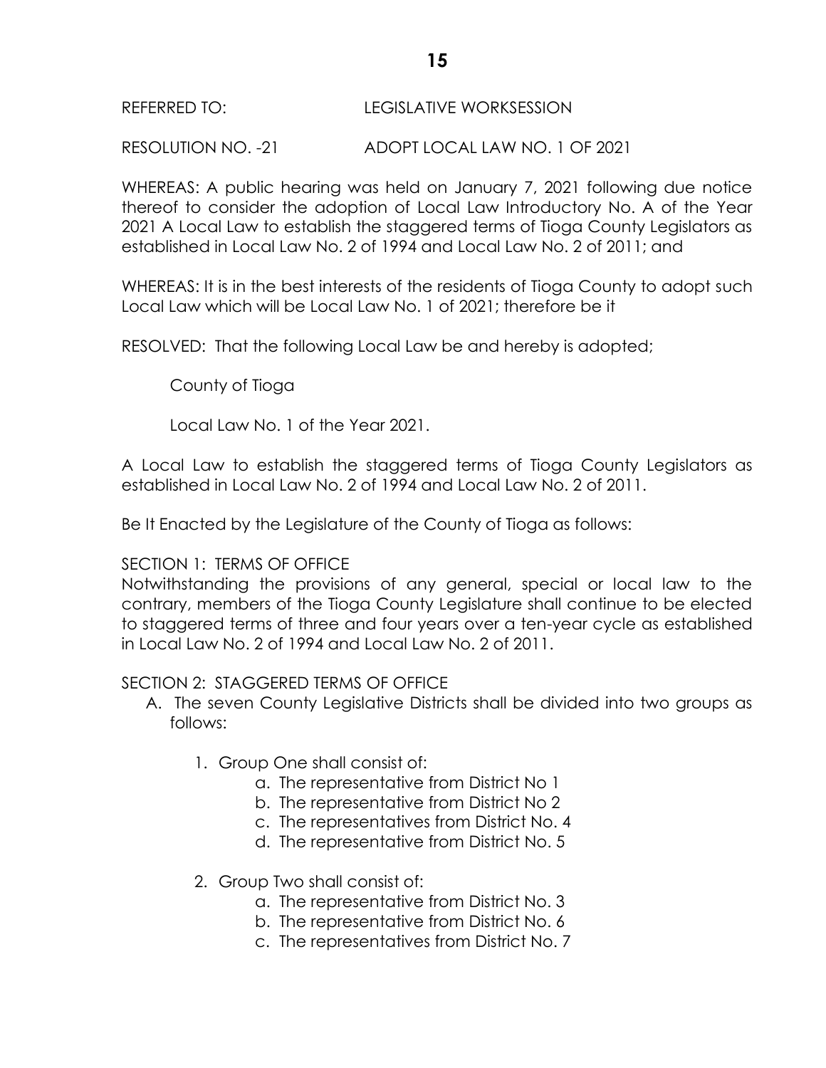REFERRED TO: LEGISLATIVE WORKSESSION

RESOLUTION NO. -21 ADOPT LOCAL LAW NO. 1 OF 2021

WHEREAS: A public hearing was held on January 7, 2021 following due notice thereof to consider the adoption of Local Law Introductory No. A of the Year 2021 A Local Law to establish the staggered terms of Tioga County Legislators as established in Local Law No. 2 of 1994 and Local Law No. 2 of 2011; and

WHEREAS: It is in the best interests of the residents of Tioga County to adopt such Local Law which will be Local Law No. 1 of 2021; therefore be it

RESOLVED: That the following Local Law be and hereby is adopted;

County of Tioga

Local Law No. 1 of the Year 2021.

A Local Law to establish the staggered terms of Tioga County Legislators as established in Local Law No. 2 of 1994 and Local Law No. 2 of 2011.

Be It Enacted by the Legislature of the County of Tioga as follows:

SECTION 1: TERMS OF OFFICE
Notwithstanding the provisions of any general, special or local law to the contrary, members of the Tioga County Legislature shall continue to be elected to staggered terms of three and four years over a ten-year cycle as established in Local Law No. 2 of 1994 and Local Law No. 2 of 2011.

SECTION 2: STAGGERED TERMS OF OFFICE

A. The seven County Legislative Districts shall be divided into two groups as follows:

   1. Group One shall consist of:
      a. The representative from District No 1
      b. The representative from District No 2
      c. The representatives from District No. 4
      d. The representative from District No. 5

   2. Group Two shall consist of:
      a. The representative from District No. 3
      b. The representative from District No. 6
      c. The representatives from District No. 7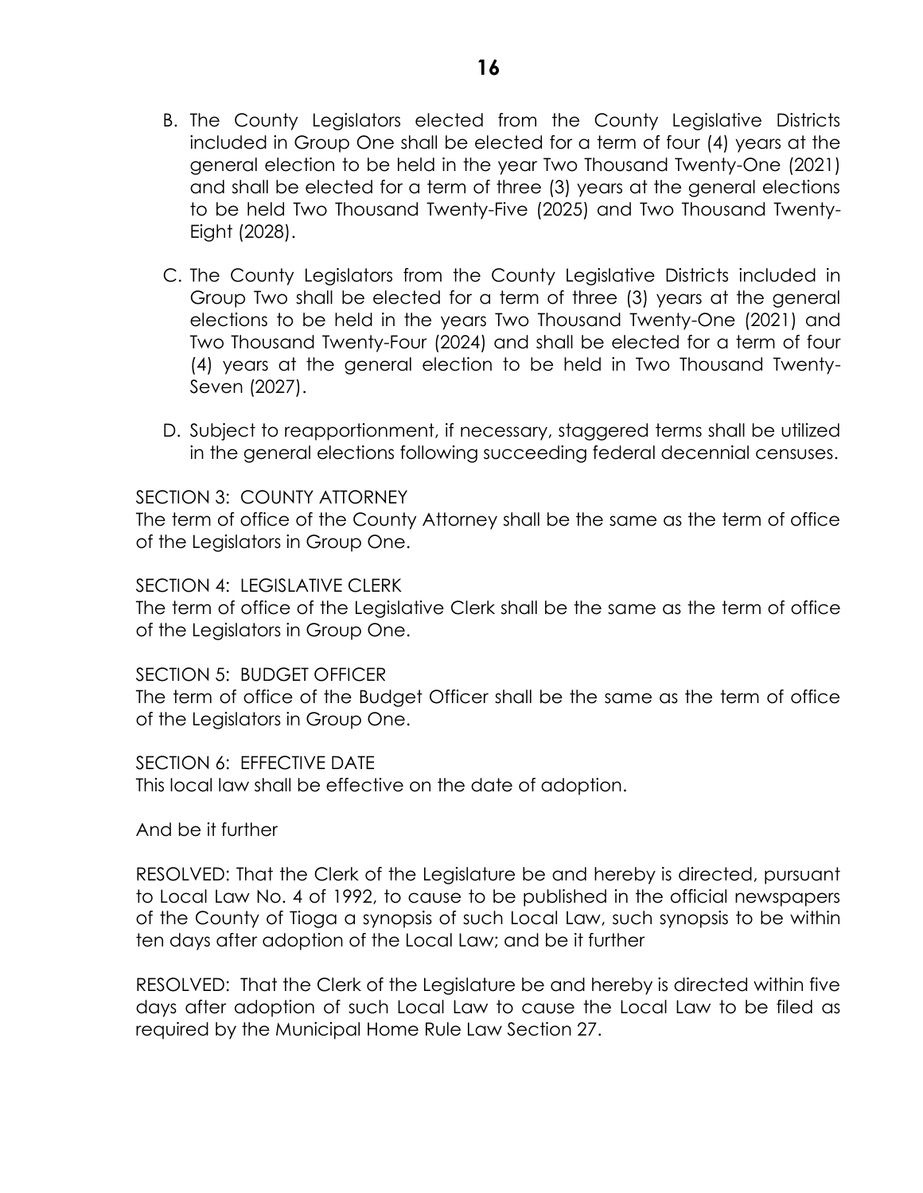B. The County Legislators elected from the County Legislative Districts included in Group One shall be elected for a term of four (4) years at the general election to be held in the year Two Thousand Twenty-One (2021) and shall be elected for a term of three (3) years at the general elections to be held Two Thousand Twenty-Five (2025) and Two Thousand Twenty-Eight (2028).

C. The County Legislators from the County Legislative Districts included in Group Two shall be elected for a term of three (3) years at the general elections to be held in the years Two Thousand Twenty-One (2021) and Two Thousand Twenty-Four (2024) and shall be elected for a term of four (4) years at the general election to be held in Two Thousand Twenty-Seven (2027).

D. Subject to reapportionment, if necessary, staggered terms shall be utilized in the general elections following succeeding federal decennial censuses.

SECTION 3: COUNTY ATTORNEY
The term of office of the County Attorney shall be the same as the term of office of the Legislators in Group One.

SECTION 4: LEGISLATIVE CLERK
The term of office of the Legislative Clerk shall be the same as the term of office of the Legislators in Group One.

SECTION 5: BUDGET OFFICER
The term of office of the Budget Officer shall be the same as the term of office of the Legislators in Group One.

SECTION 6: EFFECTIVE DATE
This local law shall be effective on the date of adoption.

And be it further

RESOLVED: That the Clerk of the Legislature be and hereby is directed, pursuant to Local Law No. 4 of 1992, to cause to be published in the official newspapers of the County of Tioga a synopsis of such Local Law, such synopsis to be within ten days after adoption of the Local Law; and be it further

RESOLVED: That the Clerk of the Legislature be and hereby is directed within five days after adoption of such Local Law to cause the Local Law to be filed as required by the Municipal Home Rule Law Section 27.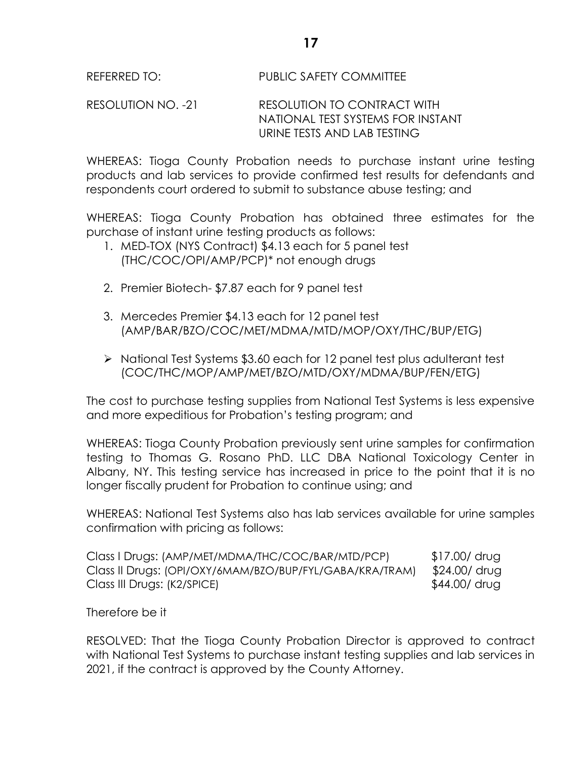REFERRED TO: PUBLIC SAFETY COMMITTEE

RESOLUTION NO. -21 RESOLUTION TO CONTRACT WITH NATIONAL TEST SYSTEMS FOR INSTANT URINE TESTS AND LAB TESTING

WHEREAS: Tioga County Probation needs to purchase instant urine testing products and lab services to provide confirmed test results for defendants and respondents court ordered to submit to substance abuse testing; and

WHEREAS: Tioga County Probation has obtained three estimates for the purchase of instant urine testing products as follows:

1. MED-TOX (NYS Contract) $4.13 each for 5 panel test (THC/COC/OPI/AMP/PCP)* not enough drugs
2. Premier Biotech- $7.87 each for 9 panel test
3. Mercedes Premier $4.13 each for 12 panel test (AMP/BAR/BZO/COC/MET/MDMA/MTD/MOP/OXY/THC/BUP/ETG)

- National Test Systems $3.60 each for 12 panel test plus adulterant test (COC/THC/MOP/AMP/MET/BZO/MTD/OXY/MDMA/BUP/FEN/ETG)

The cost to purchase testing supplies from National Test Systems is less expensive and more expeditious for Probation's testing program; and

WHEREAS: Tioga County Probation previously sent urine samples for confirmation testing to Thomas G. Rosano PhD. LLC DBA National Toxicology Center in Albany, NY. This testing service has increased in price to the point that it is no longer fiscally prudent for Probation to continue using; and

WHEREAS: National Test Systems also has lab services available for urine samples confirmation with pricing as follows:

| | |
|---|---|
| Class I Drugs: (AMP/MET/MDMA/THC/COC/BAR/MTD/PCP) | $17.00/ drug |
| Class II Drugs: (OPI/OXY/6MAM/BZO/BUP/FYL/GABA/KRA/TRAM) | $24.00/ drug |
| Class III Drugs: (K2/SPICE) | $44.00/ drug |

Therefore be it

RESOLVED: That the Tioga County Probation Director is approved to contract with National Test Systems to purchase instant testing supplies and lab services in 2021, if the contract is approved by the County Attorney.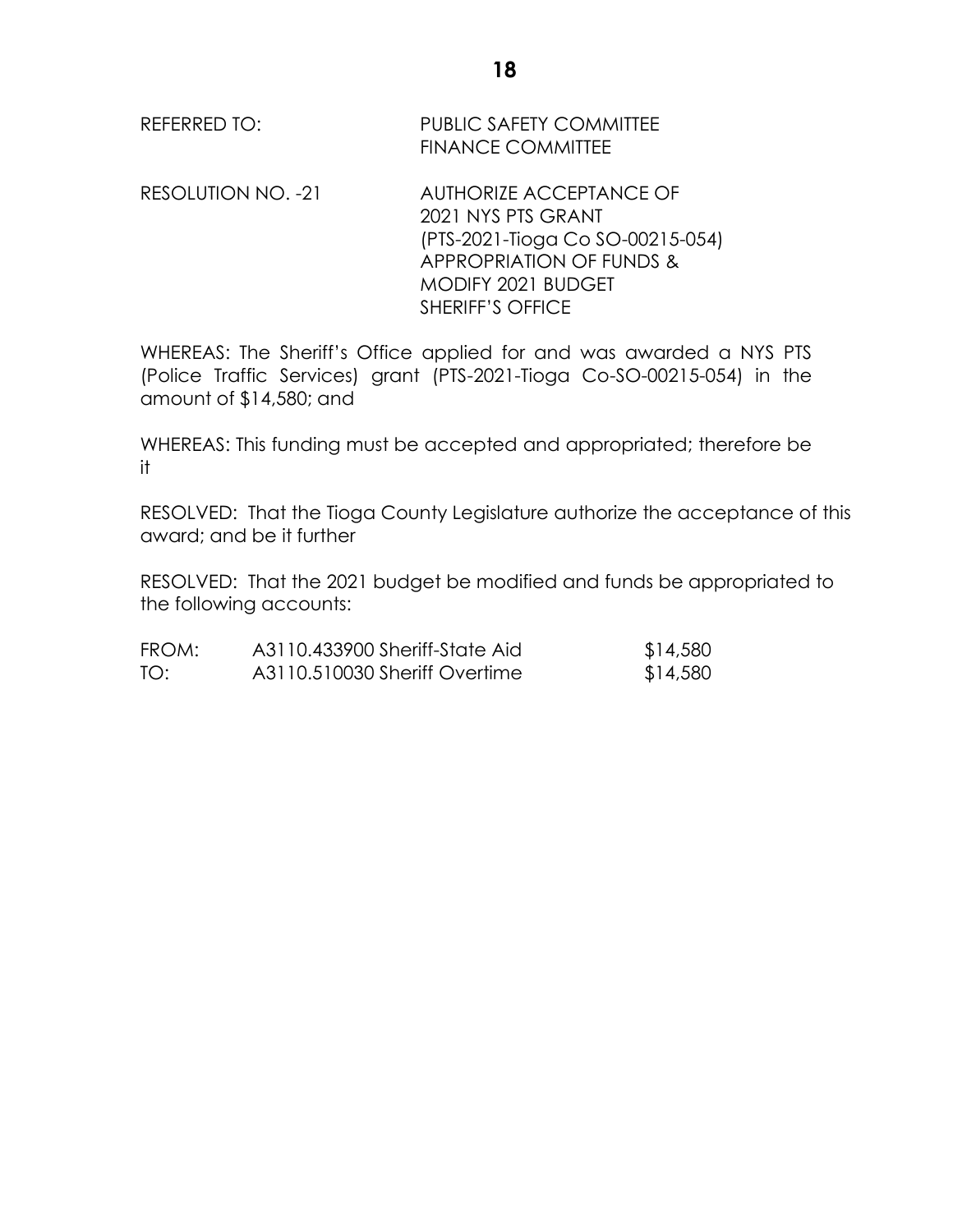REFERRED TO: PUBLIC SAFETY COMMITTEE
FINANCE COMMITTEE

RESOLUTION NO. -21 AUTHORIZE ACCEPTANCE OF
2021 NYS PTS GRANT
(PTS-2021-Tioga Co SO-00215-054)
APPROPRIATION OF FUNDS &
MODIFY 2021 BUDGET
SHERIFF'S OFFICE

WHEREAS: The Sheriff's Office applied for and was awarded a NYS PTS (Police Traffic Services) grant (PTS-2021-Tioga Co-SO-00215-054) in the amount of $14,580; and

WHEREAS: This funding must be accepted and appropriated; therefore be it

RESOLVED: That the Tioga County Legislature authorize the acceptance of this award; and be it further

RESOLVED: That the 2021 budget be modified and funds be appropriated to the following accounts:

| | | |
|---|---|---|
| FROM: | A3110.433900 Sheriff-State Aid | $14,580 |
| TO: | A3110.510030 Sheriff Overtime | $14,580 |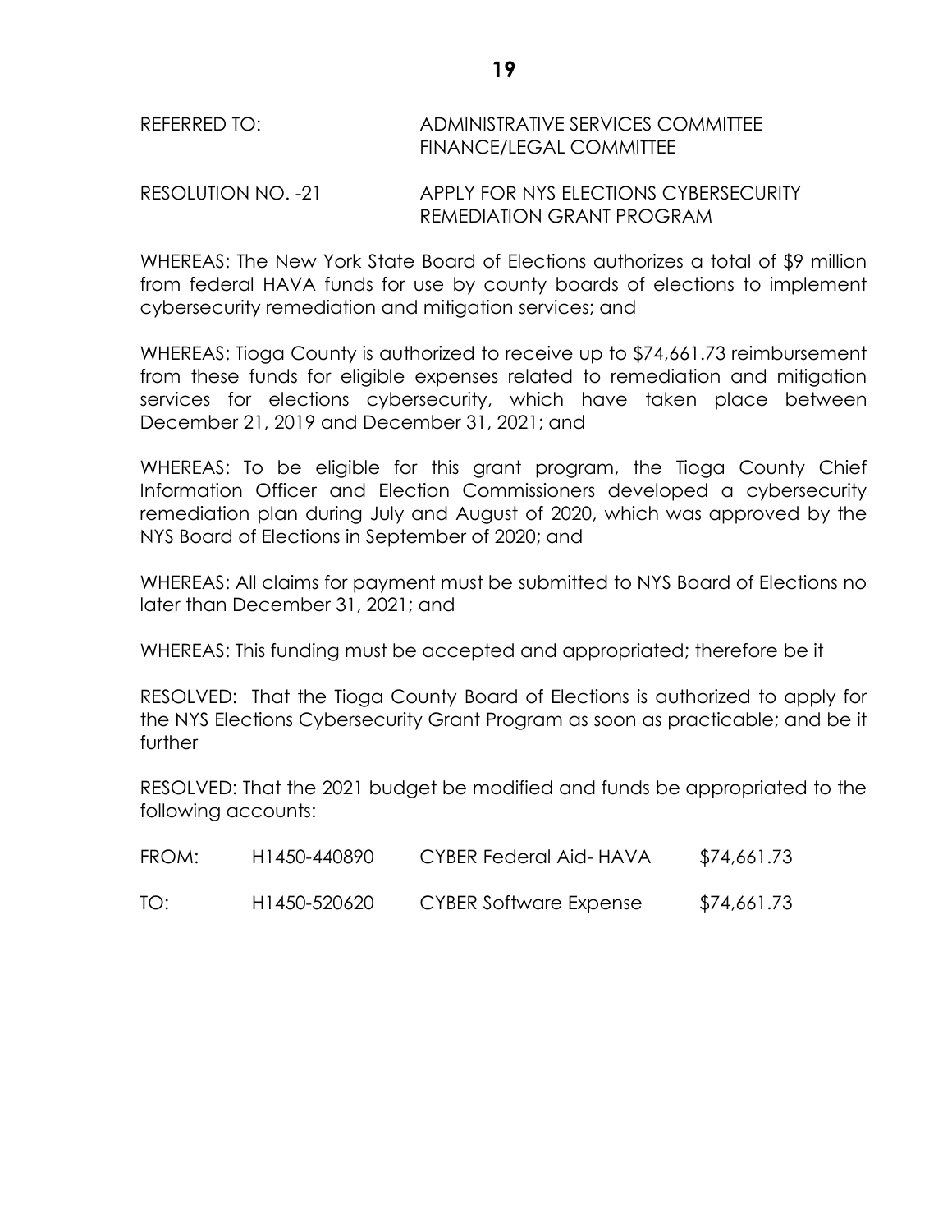REFERRED TO: ADMINISTRATIVE SERVICES COMMITTEE
FINANCE/LEGAL COMMITTEE

RESOLUTION NO. -21 APPLY FOR NYS ELECTIONS CYBERSECURITY REMEDIATION GRANT PROGRAM

WHEREAS: The New York State Board of Elections authorizes a total of $9 million from federal HAVA funds for use by county boards of elections to implement cybersecurity remediation and mitigation services; and

WHEREAS: Tioga County is authorized to receive up to $74,661.73 reimbursement from these funds for eligible expenses related to remediation and mitigation services for elections cybersecurity, which have taken place between December 21, 2019 and December 31, 2021; and

WHEREAS: To be eligible for this grant program, the Tioga County Chief Information Officer and Election Commissioners developed a cybersecurity remediation plan during July and August of 2020, which was approved by the NYS Board of Elections in September of 2020; and

WHEREAS: All claims for payment must be submitted to NYS Board of Elections no later than December 31, 2021; and

WHEREAS: This funding must be accepted and appropriated; therefore be it

RESOLVED: That the Tioga County Board of Elections is authorized to apply for the NYS Elections Cybersecurity Grant Program as soon as practicable; and be it further

RESOLVED: That the 2021 budget be modified and funds be appropriated to the following accounts:

| | | | |
|---|---|---|---|
| FROM: | H1450-440890 | CYBER Federal Aid- HAVA | $74,661.73 |
| TO: | H1450-520620 | CYBER Software Expense | $74,661.73 |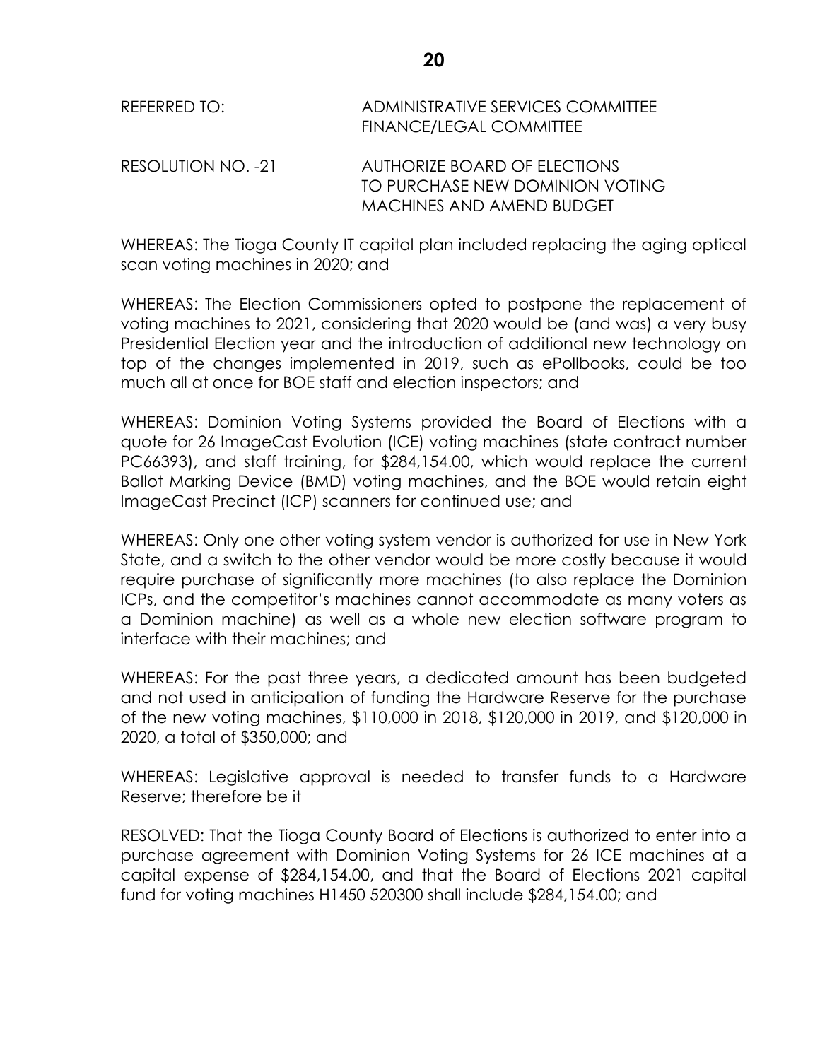REFERRED TO: ADMINISTRATIVE SERVICES COMMITTEE
FINANCE/LEGAL COMMITTEE

RESOLUTION NO. -21 AUTHORIZE BOARD OF ELECTIONS TO PURCHASE NEW DOMINION VOTING MACHINES AND AMEND BUDGET

WHEREAS: The Tioga County IT capital plan included replacing the aging optical scan voting machines in 2020; and

WHEREAS: The Election Commissioners opted to postpone the replacement of voting machines to 2021, considering that 2020 would be (and was) a very busy Presidential Election year and the introduction of additional new technology on top of the changes implemented in 2019, such as ePollbooks, could be too much all at once for BOE staff and election inspectors; and

WHEREAS: Dominion Voting Systems provided the Board of Elections with a quote for 26 ImageCast Evolution (ICE) voting machines (state contract number PC66393), and staff training, for $284,154.00, which would replace the current Ballot Marking Device (BMD) voting machines, and the BOE would retain eight ImageCast Precinct (ICP) scanners for continued use; and

WHEREAS: Only one other voting system vendor is authorized for use in New York State, and a switch to the other vendor would be more costly because it would require purchase of significantly more machines (to also replace the Dominion ICPs, and the competitor's machines cannot accommodate as many voters as a Dominion machine) as well as a whole new election software program to interface with their machines; and

WHEREAS: For the past three years, a dedicated amount has been budgeted and not used in anticipation of funding the Hardware Reserve for the purchase of the new voting machines, $110,000 in 2018, $120,000 in 2019, and $120,000 in 2020, a total of $350,000; and

WHEREAS: Legislative approval is needed to transfer funds to a Hardware Reserve; therefore be it

RESOLVED: That the Tioga County Board of Elections is authorized to enter into a purchase agreement with Dominion Voting Systems for 26 ICE machines at a capital expense of $284,154.00, and that the Board of Elections 2021 capital fund for voting machines H1450 520300 shall include $284,154.00; and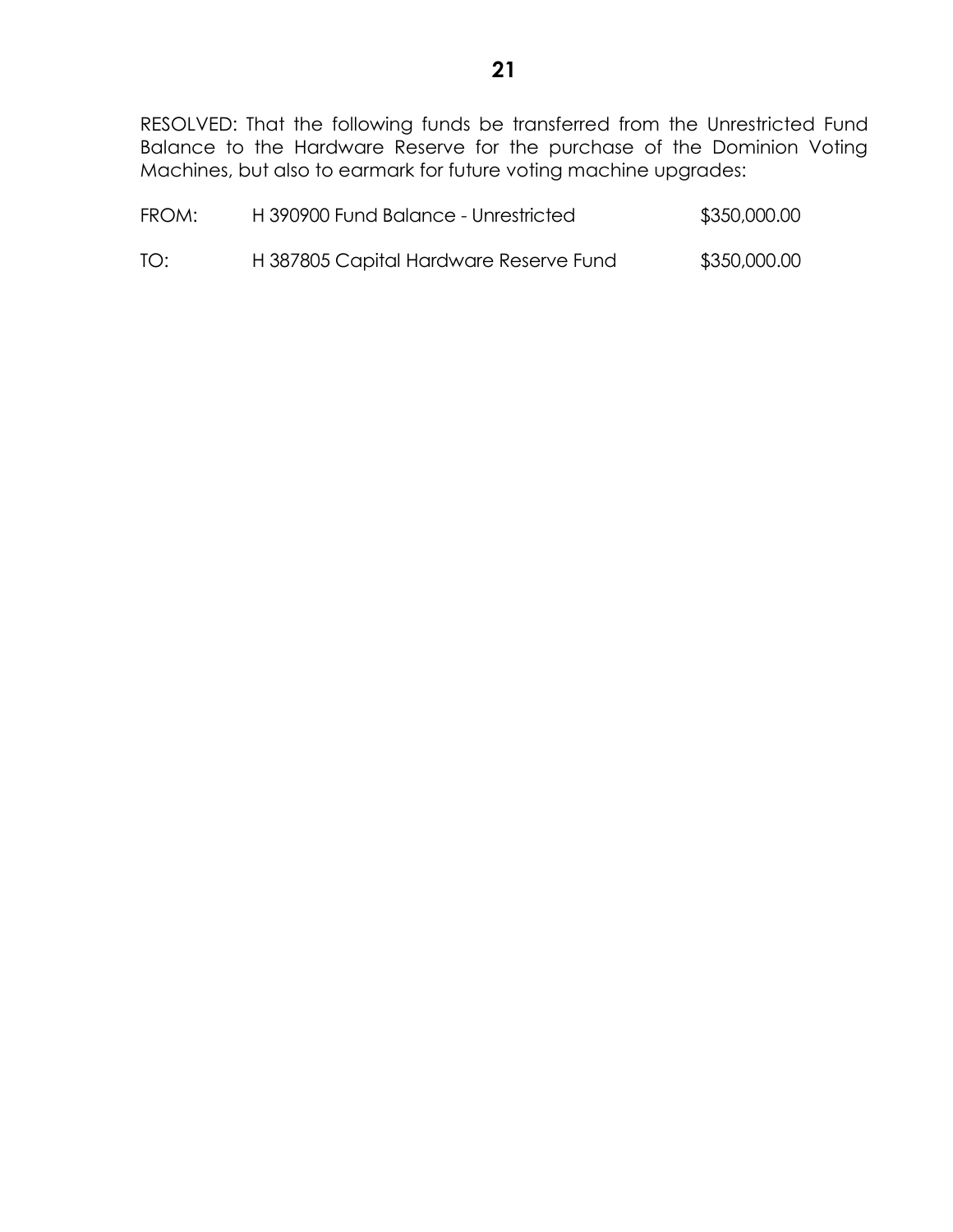RESOLVED: That the following funds be transferred from the Unrestricted Fund Balance to the Hardware Reserve for the purchase of the Dominion Voting Machines, but also to earmark for future voting machine upgrades:

| | | |
|---|---|---|
| FROM: | H 390900 Fund Balance - Unrestricted | $350,000.00 |
| TO: | H 387805 Capital Hardware Reserve Fund | $350,000.00 |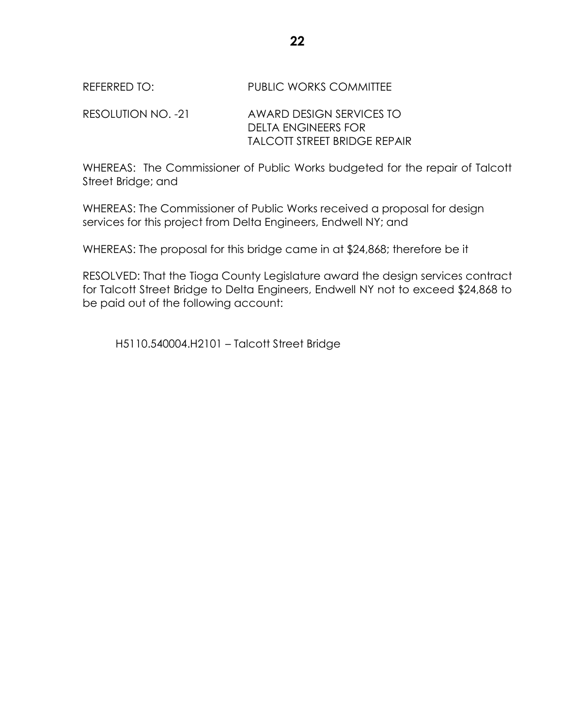REFERRED TO: PUBLIC WORKS COMMITTEE

RESOLUTION NO. -21 AWARD DESIGN SERVICES TO DELTA ENGINEERS FOR TALCOTT STREET BRIDGE REPAIR

WHEREAS: The Commissioner of Public Works budgeted for the repair of Talcott Street Bridge; and

WHEREAS: The Commissioner of Public Works received a proposal for design services for this project from Delta Engineers, Endwell NY; and

WHEREAS: The proposal for this bridge came in at $24,868; therefore be it

RESOLVED: That the Tioga County Legislature award the design services contract for Talcott Street Bridge to Delta Engineers, Endwell NY not to exceed $24,868 to be paid out of the following account:

H5110.540004.H2101 – Talcott Street Bridge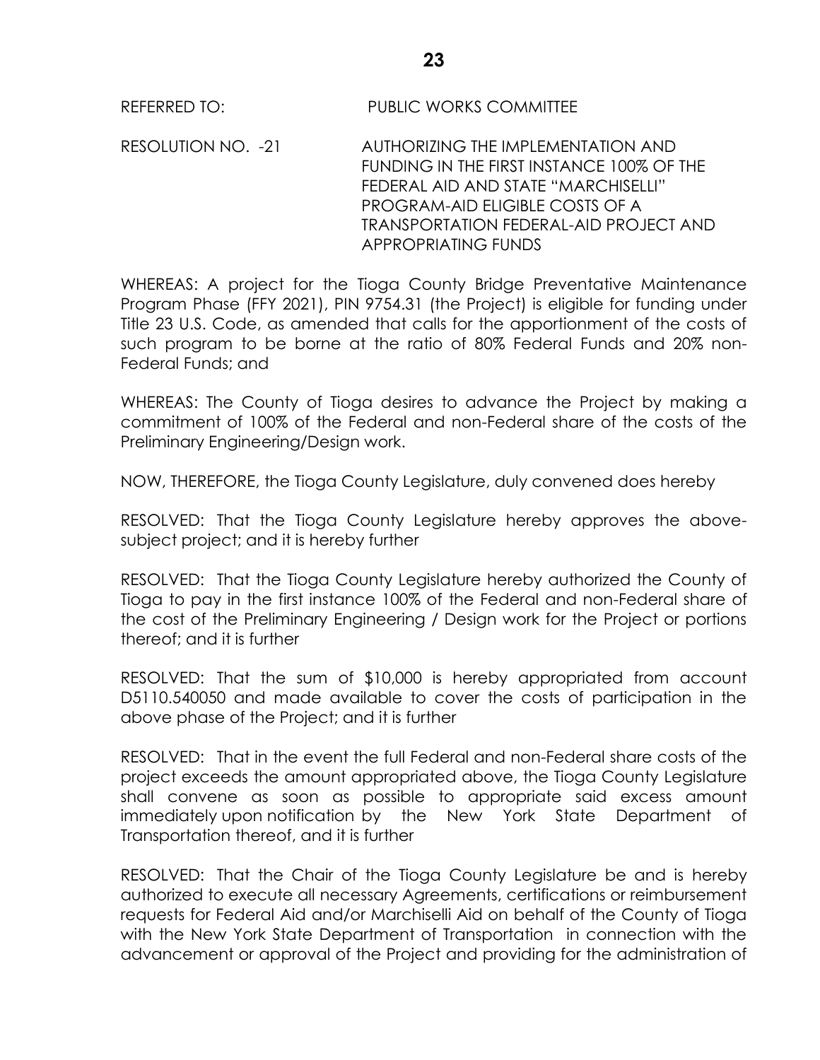REFERRED TO: PUBLIC WORKS COMMITTEE

RESOLUTION NO. -21 AUTHORIZING THE IMPLEMENTATION AND FUNDING IN THE FIRST INSTANCE 100% OF THE FEDERAL AID AND STATE "MARCHISELLI" PROGRAM-AID ELIGIBLE COSTS OF A TRANSPORTATION FEDERAL-AID PROJECT AND APPROPRIATING FUNDS

WHEREAS: A project for the Tioga County Bridge Preventative Maintenance Program Phase (FFY 2021), PIN 9754.31 (the Project) is eligible for funding under Title 23 U.S. Code, as amended that calls for the apportionment of the costs of such program to be borne at the ratio of 80% Federal Funds and 20% non-Federal Funds; and

WHEREAS: The County of Tioga desires to advance the Project by making a commitment of 100% of the Federal and non-Federal share of the costs of the Preliminary Engineering/Design work.

NOW, THEREFORE, the Tioga County Legislature, duly convened does hereby

RESOLVED: That the Tioga County Legislature hereby approves the above-subject project; and it is hereby further

RESOLVED: That the Tioga County Legislature hereby authorized the County of Tioga to pay in the first instance 100% of the Federal and non-Federal share of the cost of the Preliminary Engineering / Design work for the Project or portions thereof; and it is further

RESOLVED: That the sum of $10,000 is hereby appropriated from account D5110.540050 and made available to cover the costs of participation in the above phase of the Project; and it is further

RESOLVED: That in the event the full Federal and non-Federal share costs of the project exceeds the amount appropriated above, the Tioga County Legislature shall convene as soon as possible to appropriate said excess amount immediately upon notification by the New York State Department of Transportation thereof, and it is further

RESOLVED: That the Chair of the Tioga County Legislature be and is hereby authorized to execute all necessary Agreements, certifications or reimbursement requests for Federal Aid and/or Marchiselli Aid on behalf of the County of Tioga with the New York State Department of Transportation in connection with the advancement or approval of the Project and providing for the administration of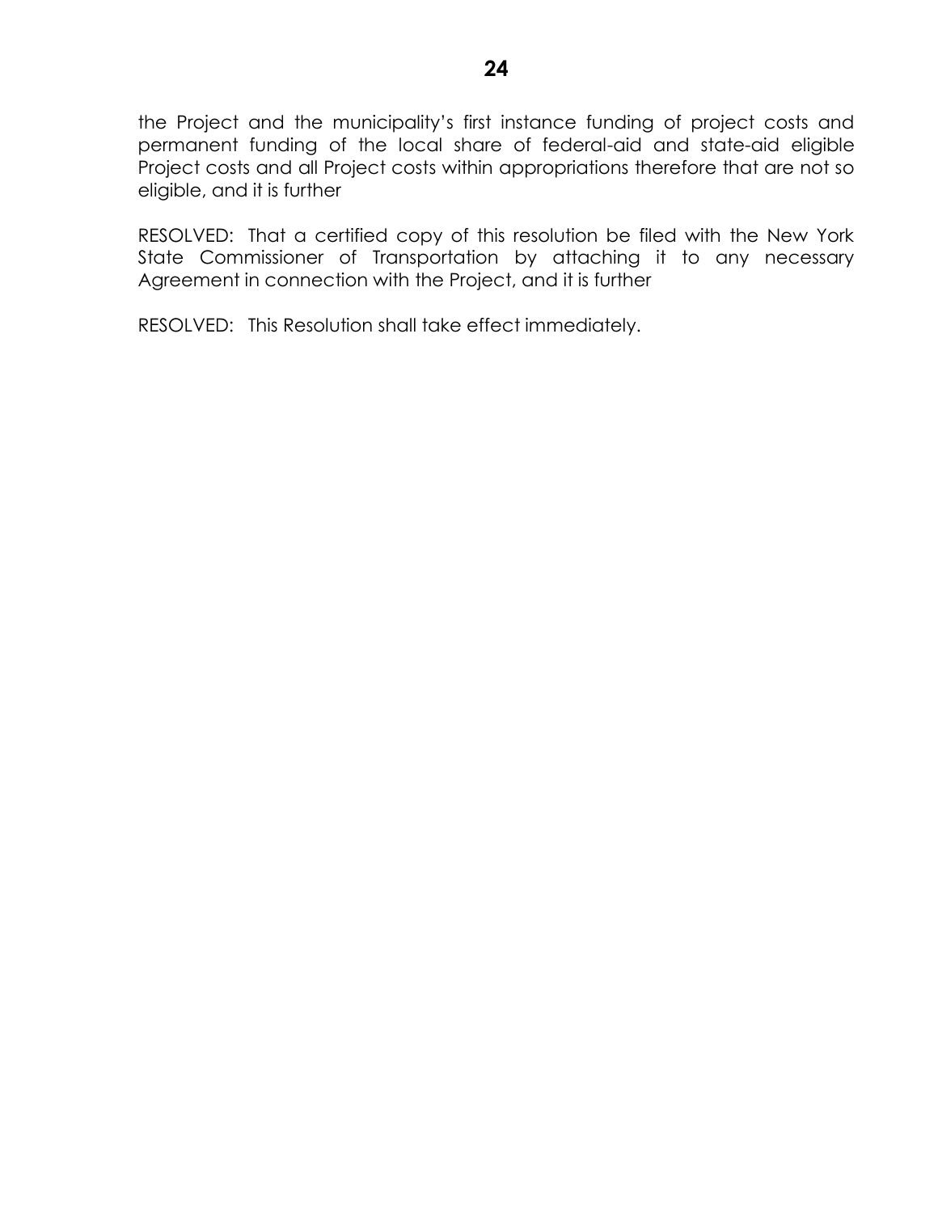the Project and the municipality's first instance funding of project costs and permanent funding of the local share of federal-aid and state-aid eligible Project costs and all Project costs within appropriations therefore that are not so eligible, and it is further

RESOLVED: That a certified copy of this resolution be filed with the New York State Commissioner of Transportation by attaching it to any necessary Agreement in connection with the Project, and it is further

RESOLVED: This Resolution shall take effect immediately.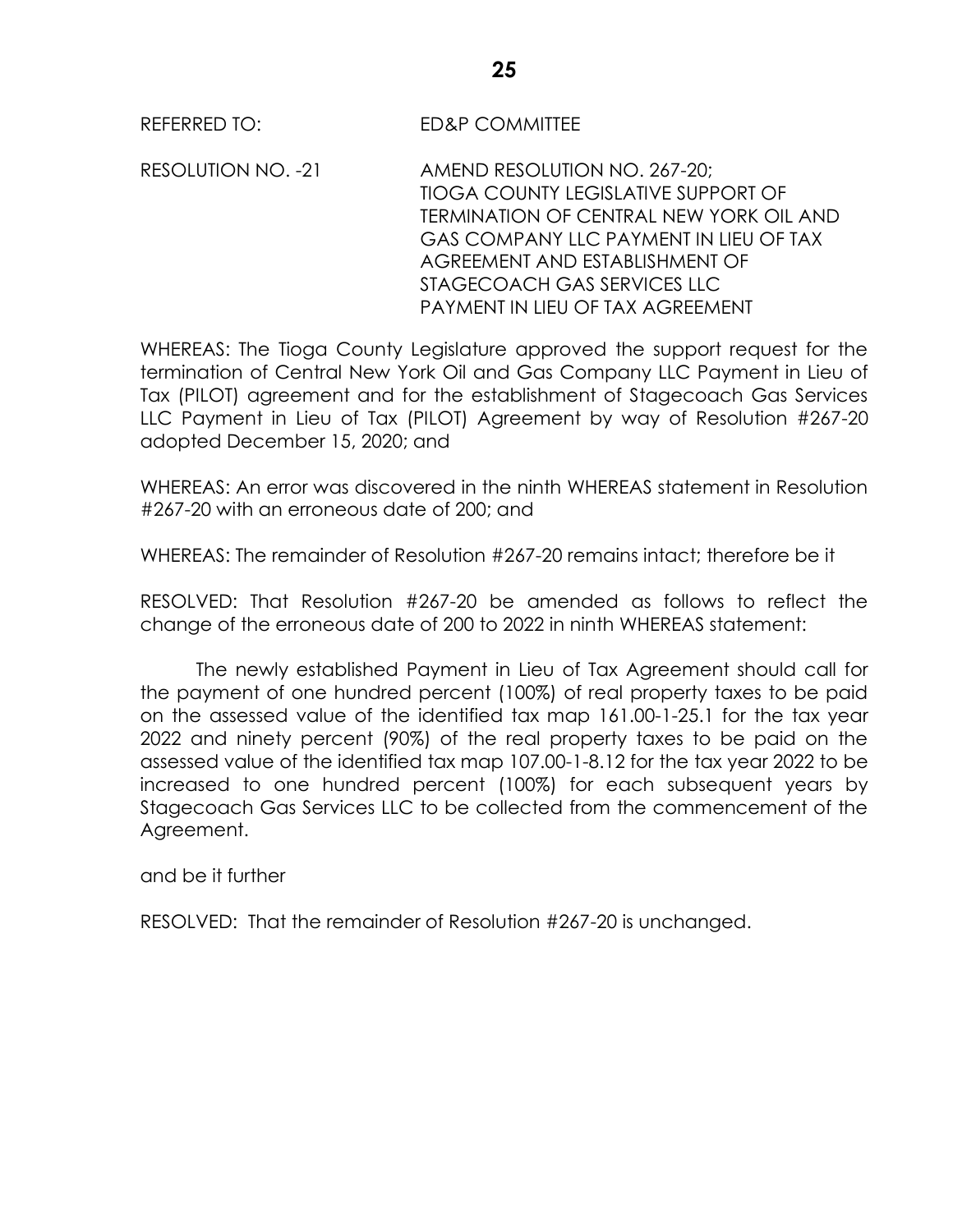REFERRED TO: ED&P COMMITTEE

RESOLUTION NO. -21 AMEND RESOLUTION NO. 267-20; TIOGA COUNTY LEGISLATIVE SUPPORT OF TERMINATION OF CENTRAL NEW YORK OIL AND GAS COMPANY LLC PAYMENT IN LIEU OF TAX AGREEMENT AND ESTABLISHMENT OF STAGECOACH GAS SERVICES LLC PAYMENT IN LIEU OF TAX AGREEMENT

WHEREAS: The Tioga County Legislature approved the support request for the termination of Central New York Oil and Gas Company LLC Payment in Lieu of Tax (PILOT) agreement and for the establishment of Stagecoach Gas Services LLC Payment in Lieu of Tax (PILOT) Agreement by way of Resolution #267-20 adopted December 15, 2020; and

WHEREAS: An error was discovered in the ninth WHEREAS statement in Resolution #267-20 with an erroneous date of 200; and

WHEREAS: The remainder of Resolution #267-20 remains intact; therefore be it

RESOLVED: That Resolution #267-20 be amended as follows to reflect the change of the erroneous date of 200 to 2022 in ninth WHEREAS statement:

The newly established Payment in Lieu of Tax Agreement should call for the payment of one hundred percent (100%) of real property taxes to be paid on the assessed value of the identified tax map 161.00-1-25.1 for the tax year 2022 and ninety percent (90%) of the real property taxes to be paid on the assessed value of the identified tax map 107.00-1-8.12 for the tax year 2022 to be increased to one hundred percent (100%) for each subsequent years by Stagecoach Gas Services LLC to be collected from the commencement of the Agreement.

and be it further

RESOLVED: That the remainder of Resolution #267-20 is unchanged.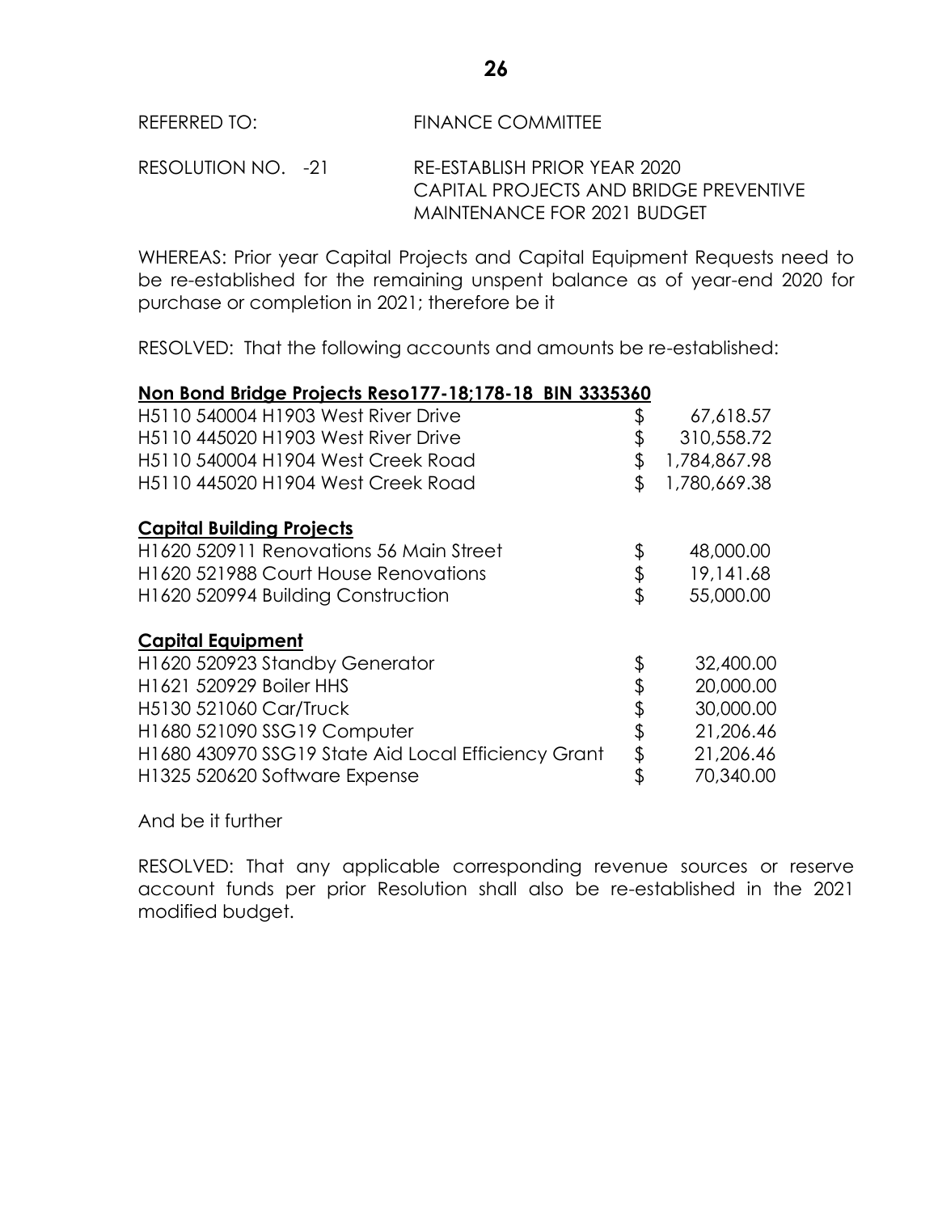REFERRED TO: FINANCE COMMITTEE

RESOLUTION NO. -21 RE-ESTABLISH PRIOR YEAR 2020 CAPITAL PROJECTS AND BRIDGE PREVENTIVE MAINTENANCE FOR 2021 BUDGET

WHEREAS: Prior year Capital Projects and Capital Equipment Requests need to be re-established for the remaining unspent balance as of year-end 2020 for purchase or completion in 2021; therefore be it

RESOLVED: That the following accounts and amounts be re-established:

**Non Bond Bridge Projects Reso177-18;178-18 BIN 3335360**

| | |
|---|---|
| H5110 540004 H1903 West River Drive | $ 67,618.57 |
| H5110 445020 H1903 West River Drive | $ 310,558.72 |
| H5110 540004 H1904 West Creek Road | $ 1,784,867.98 |
| H5110 445020 H1904 West Creek Road | $ 1,780,669.38 |

**Capital Building Projects**

| | |
|---|---|
| H1620 520911 Renovations 56 Main Street | $ 48,000.00 |
| H1620 521988 Court House Renovations | $ 19,141.68 |
| H1620 520994 Building Construction | $ 55,000.00 |

**Capital Equipment**

| | |
|---|---|
| H1620 520923 Standby Generator | $ 32,400.00 |
| H1621 520929 Boiler HHS | $ 20,000.00 |
| H5130 521060 Car/Truck | $ 30,000.00 |
| H1680 521090 SSG19 Computer | $ 21,206.46 |
| H1680 430970 SSG19 State Aid Local Efficiency Grant | $ 21,206.46 |
| H1325 520620 Software Expense | $ 70,340.00 |

And be it further

RESOLVED: That any applicable corresponding revenue sources or reserve account funds per prior Resolution shall also be re-established in the 2021 modified budget.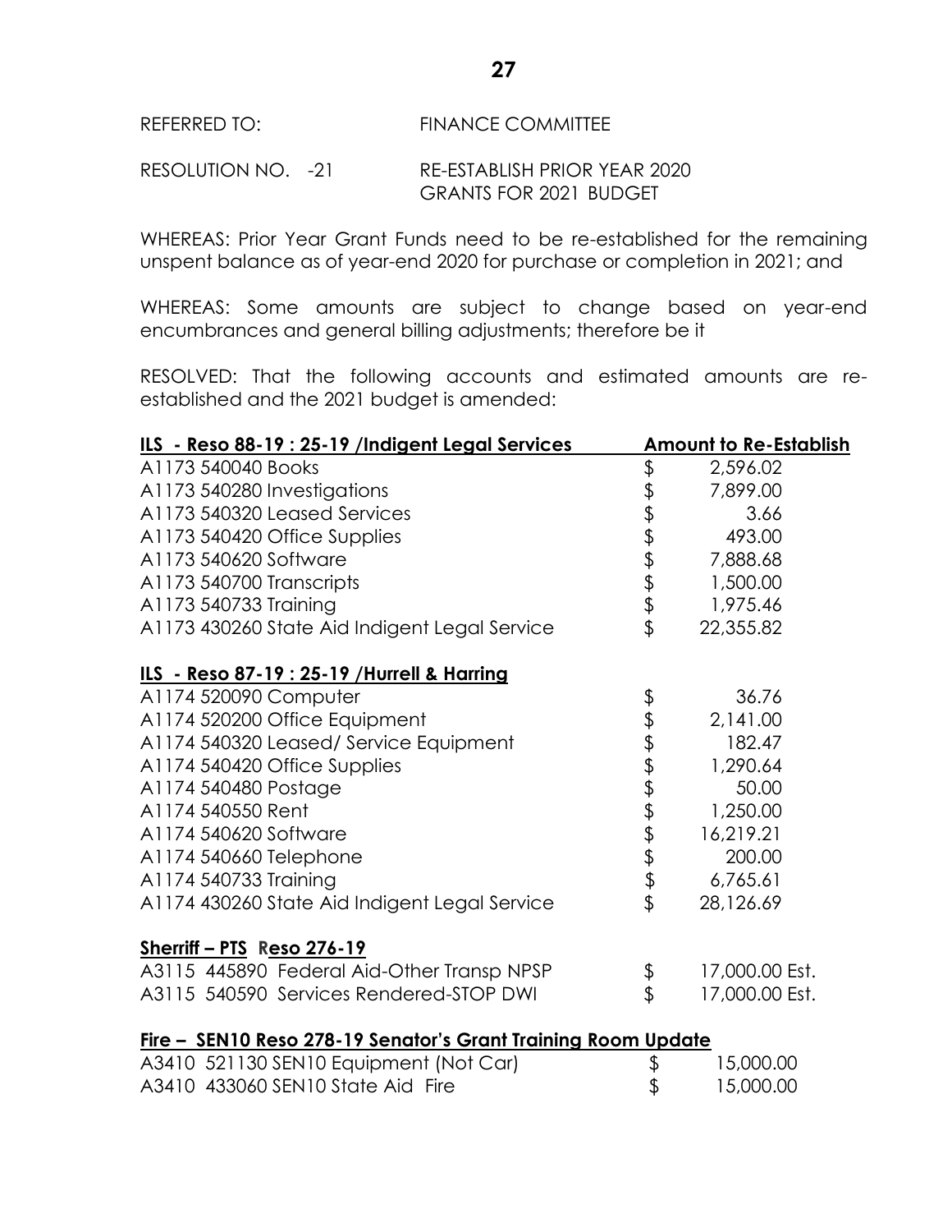REFERRED TO: FINANCE COMMITTEE

RESOLUTION NO. -21 RE-ESTABLISH PRIOR YEAR 2020 GRANTS FOR 2021 BUDGET

WHEREAS: Prior Year Grant Funds need to be re-established for the remaining unspent balance as of year-end 2020 for purchase or completion in 2021; and

WHEREAS: Some amounts are subject to change based on year-end encumbrances and general billing adjustments; therefore be it

RESOLVED: That the following accounts and estimated amounts are re-established and the 2021 budget is amended:

| **ILS - Reso 88-19 : 25-19 /Indigent Legal Services** | **Amount to Re-Establish** |
|---|---|
| A1173 540040 Books | $ 2,596.02 |
| A1173 540280 Investigations | $ 7,899.00 |
| A1173 540320 Leased Services | $ 3.66 |
| A1173 540420 Office Supplies | $ 493.00 |
| A1173 540620 Software | $ 7,888.68 |
| A1173 540700 Transcripts | $ 1,500.00 |
| A1173 540733 Training | $ 1,975.46 |
| A1173 430260 State Aid Indigent Legal Service | $ 22,355.82 |
| | |
| **ILS - Reso 87-19 : 25-19 /Hurrell & Harring** | |
| A1174 520090 Computer | $ 36.76 |
| A1174 520200 Office Equipment | $ 2,141.00 |
| A1174 540320 Leased/ Service Equipment | $ 182.47 |
| A1174 540420 Office Supplies | $ 1,290.64 |
| A1174 540480 Postage | $ 50.00 |
| A1174 540550 Rent | $ 1,250.00 |
| A1174 540620 Software | $ 16,219.21 |
| A1174 540660 Telephone | $ 200.00 |
| A1174 540733 Training | $ 6,765.61 |
| A1174 430260 State Aid Indigent Legal Service | $ 28,126.69 |
| | |
| **Sherriff – PTS Reso 276-19** | |
| A3115 445890 Federal Aid-Other Transp NPSP | $ 17,000.00 Est. |
| A3115 540590 Services Rendered-STOP DWI | $ 17,000.00 Est. |
| | |
| **Fire – SEN10 Reso 278-19 Senator's Grant Training Room Update** | |
| A3410 521130 SEN10 Equipment (Not Car) | $ 15,000.00 |
| A3410 433060 SEN10 State Aid Fire | $ 15,000.00 |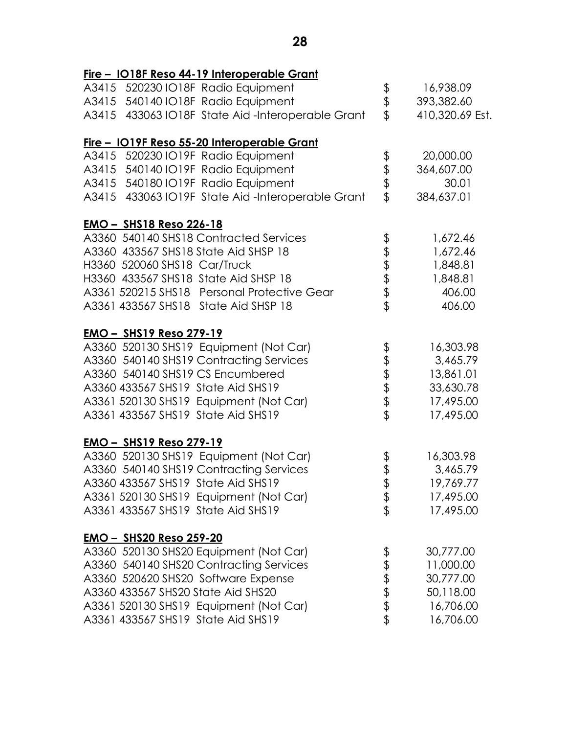**Fire – IO18F Reso 44-19 Interoperable Grant**

| | | |
|---|---|---|
| A3415 520230 IO18F Radio Equipment | $ | 16,938.09 |
| A3415 540140 IO18F Radio Equipment | $ | 393,382.60 |
| A3415 433063 IO18F State Aid -Interoperable Grant | $ | 410,320.69 Est. |

**Fire – IO19F Reso 55-20 Interoperable Grant**

| | | |
|---|---|---|
| A3415 520230 IO19F Radio Equipment | $ | 20,000.00 |
| A3415 540140 IO19F Radio Equipment | $ | 364,607.00 |
| A3415 540180 IO19F Radio Equipment | $ | 30.01 |
| A3415 433063 IO19F State Aid -Interoperable Grant | $ | 384,637.01 |

**EMO – SHS18 Reso 226-18**

| | | |
|---|---|---|
| A3360 540140 SHS18 Contracted Services | $ | 1,672.46 |
| A3360 433567 SHS18 State Aid SHSP 18 | $ | 1,672.46 |
| H3360 520060 SHS18 Car/Truck | $ | 1,848.81 |
| H3360 433567 SHS18 State Aid SHSP 18 | $ | 1,848.81 |
| A3361 520215 SHS18 Personal Protective Gear | $ | 406.00 |
| A3361 433567 SHS18 State Aid SHSP 18 | $ | 406.00 |

**EMO – SHS19 Reso 279-19**

| | | |
|---|---|---|
| A3360 520130 SHS19 Equipment (Not Car) | $ | 16,303.98 |
| A3360 540140 SHS19 Contracting Services | $ | 3,465.79 |
| A3360 540140 SHS19 CS Encumbered | $ | 13,861.01 |
| A3360 433567 SHS19 State Aid SHS19 | $ | 33,630.78 |
| A3361 520130 SHS19 Equipment (Not Car) | $ | 17,495.00 |
| A3361 433567 SHS19 State Aid SHS19 | $ | 17,495.00 |

**EMO – SHS19 Reso 279-19**

| | | |
|---|---|---|
| A3360 520130 SHS19 Equipment (Not Car) | $ | 16,303.98 |
| A3360 540140 SHS19 Contracting Services | $ | 3,465.79 |
| A3360 433567 SHS19 State Aid SHS19 | $ | 19,769.77 |
| A3361 520130 SHS19 Equipment (Not Car) | $ | 17,495.00 |
| A3361 433567 SHS19 State Aid SHS19 | $ | 17,495.00 |

**EMO – SHS20 Reso 259-20**

| | | |
|---|---|---|
| A3360 520130 SHS20 Equipment (Not Car) | $ | 30,777.00 |
| A3360 540140 SHS20 Contracting Services | $ | 11,000.00 |
| A3360 520620 SHS20 Software Expense | $ | 30,777.00 |
| A3360 433567 SHS20 State Aid SHS20 | $ | 50,118.00 |
| A3361 520130 SHS19 Equipment (Not Car) | $ | 16,706.00 |
| A3361 433567 SHS19 State Aid SHS19 | $ | 16,706.00 |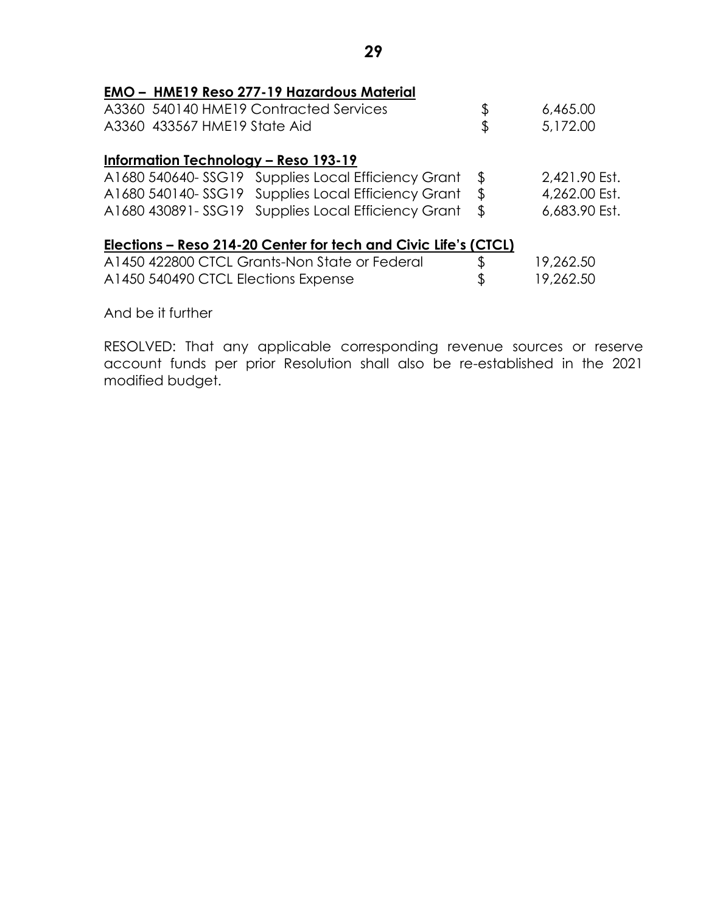**EMO – HME19 Reso 277-19 Hazardous Material**

| | | |
|---|---|---|
| A3360 540140 HME19 Contracted Services | $ | 6,465.00 |
| A3360 433567 HME19 State Aid | $ | 5,172.00 |

**Information Technology – Reso 193-19**

| | | |
|---|---|---|
| A1680 540640- SSG19 Supplies Local Efficiency Grant | $ | 2,421.90 Est. |
| A1680 540140- SSG19 Supplies Local Efficiency Grant | $ | 4,262.00 Est. |
| A1680 430891- SSG19 Supplies Local Efficiency Grant | $ | 6,683.90 Est. |

**Elections – Reso 214-20 Center for tech and Civic Life's (CTCL)**

| | | |
|---|---|---|
| A1450 422800 CTCL Grants-Non State or Federal | $ | 19,262.50 |
| A1450 540490 CTCL Elections Expense | $ | 19,262.50 |

And be it further

RESOLVED: That any applicable corresponding revenue sources or reserve account funds per prior Resolution shall also be re-established in the 2021 modified budget.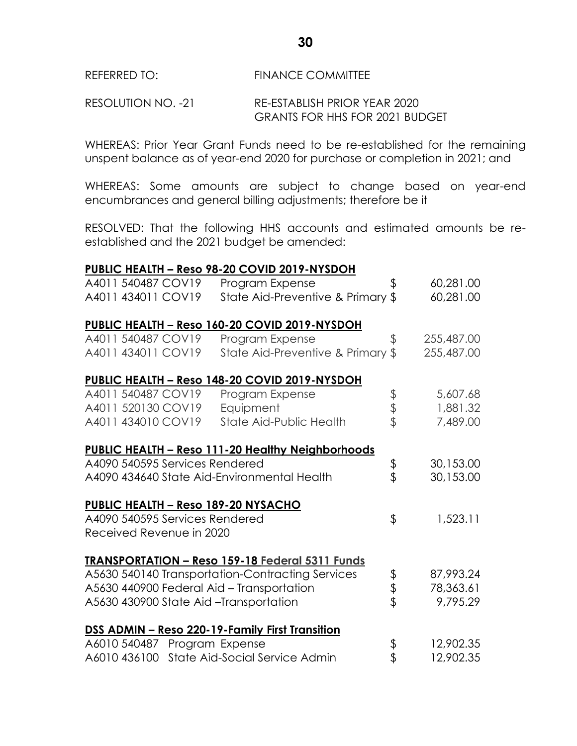REFERRED TO: FINANCE COMMITTEE

RESOLUTION NO. -21 RE-ESTABLISH PRIOR YEAR 2020 GRANTS FOR HHS FOR 2021 BUDGET

WHEREAS: Prior Year Grant Funds need to be re-established for the remaining unspent balance as of year-end 2020 for purchase or completion in 2021; and

WHEREAS: Some amounts are subject to change based on year-end encumbrances and general billing adjustments; therefore be it

RESOLVED: That the following HHS accounts and estimated amounts be re-established and the 2021 budget be amended:

**PUBLIC HEALTH – Reso 98-20 COVID 2019-NYSDOH**

| | | | |
|---|---|---|---|
| A4011 540487 COVID19 | Program Expense | $ | 60,281.00 |
| A4011 434011 COVID19 | State Aid-Preventive & Primary | $ | 60,281.00 |

**PUBLIC HEALTH – Reso 160-20 COVID 2019-NYSDOH**

| | | | |
|---|---|---|---|
| A4011 540487 COVID19 | Program Expense | $ | 255,487.00 |
| A4011 434011 COVID19 | State Aid-Preventive & Primary | $ | 255,487.00 |

**PUBLIC HEALTH – Reso 148-20 COVID 2019-NYSDOH**

| | | | |
|---|---|---|---|
| A4011 540487 COVID19 | Program Expense | $ | 5,607.68 |
| A4011 520130 COVID19 | Equipment | $ | 1,881.32 |
| A4011 434010 COVID19 | State Aid-Public Health | $ | 7,489.00 |

**PUBLIC HEALTH – Reso 111-20 Healthy Neighborhoods**

| | | |
|---|---|---|
| A4090 540595 Services Rendered | $ | 30,153.00 |
| A4090 434640 State Aid-Environmental Health | $ | 30,153.00 |

**PUBLIC HEALTH – Reso 189-20 NYSACHO**

| | | |
|---|---|---|
| A4090 540595 Services Rendered | $ | 1,523.11 |
| Received Revenue in 2020 | | |

**TRANSPORTATION – Reso 159-18 Federal 5311 Funds**

| | | |
|---|---|---|
| A5630 540140 Transportation-Contracting Services | $ | 87,993.24 |
| A5630 440900 Federal Aid – Transportation | $ | 78,363.61 |
| A5630 430900 State Aid –Transportation | $ | 9,795.29 |

**DSS ADMIN – Reso 220-19-Family First Transition**

| | | |
|---|---|---|
| A6010 540487 Program Expense | $ | 12,902.35 |
| A6010 436100 State Aid-Social Service Admin | $ | 12,902.35 |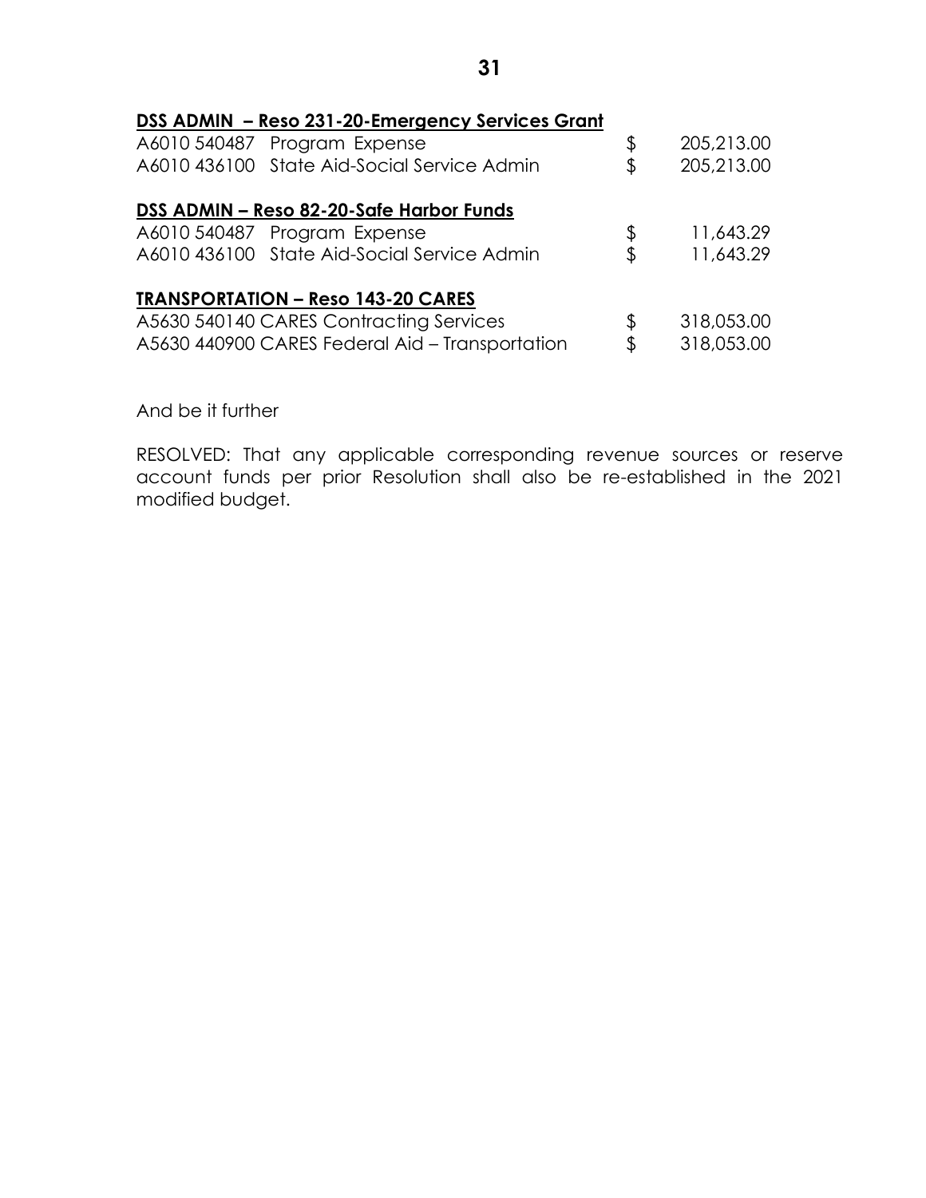**<u>DSS ADMIN – Reso 231-20-Emergency Services Grant</u>**

| | | |
|---|---|---|
| A6010 540487 Program Expense | $ | 205,213.00 |
| A6010 436100 State Aid-Social Service Admin | $ | 205,213.00 |

**<u>DSS ADMIN – Reso 82-20-Safe Harbor Funds</u>**

| | | |
|---|---|---|
| A6010 540487 Program Expense | $ | 11,643.29 |
| A6010 436100 State Aid-Social Service Admin | $ | 11,643.29 |

**<u>TRANSPORTATION – Reso 143-20 CARES</u>**

| | | |
|---|---|---|
| A5630 540140 CARES Contracting Services | $ | 318,053.00 |
| A5630 440900 CARES Federal Aid – Transportation | $ | 318,053.00 |

And be it further

RESOLVED: That any applicable corresponding revenue sources or reserve account funds per prior Resolution shall also be re-established in the 2021 modified budget.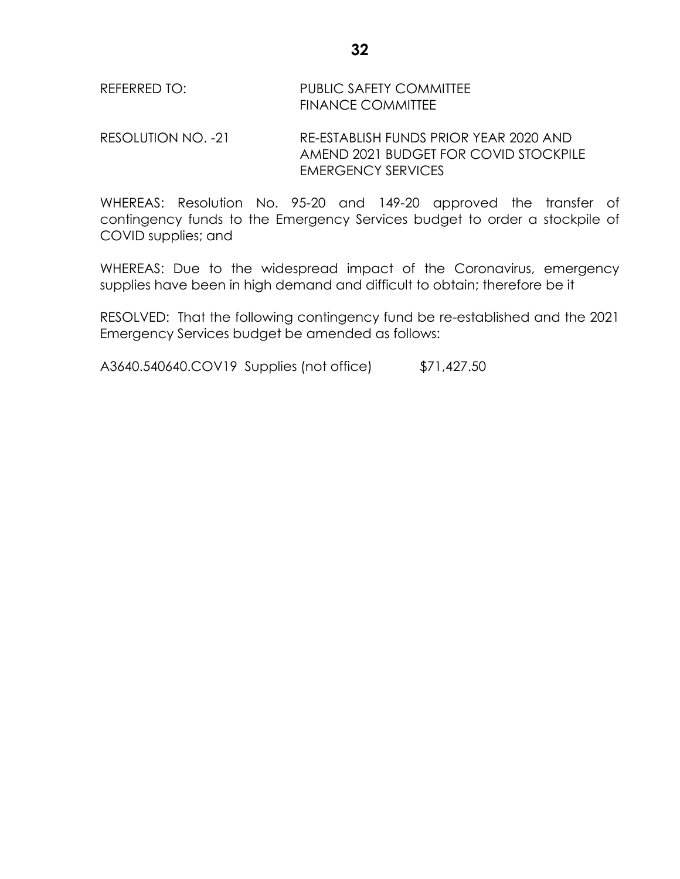REFERRED TO: PUBLIC SAFETY COMMITTEE
FINANCE COMMITTEE

RESOLUTION NO. -21 RE-ESTABLISH FUNDS PRIOR YEAR 2020 AND AMEND 2021 BUDGET FOR COVID STOCKPILE EMERGENCY SERVICES

WHEREAS: Resolution No. 95-20 and 149-20 approved the transfer of contingency funds to the Emergency Services budget to order a stockpile of COVID supplies; and

WHEREAS: Due to the widespread impact of the Coronavirus, emergency supplies have been in high demand and difficult to obtain; therefore be it

RESOLVED: That the following contingency fund be re-established and the 2021 Emergency Services budget be amended as follows:

A3640.540640.COV19 Supplies (not office) $71,427.50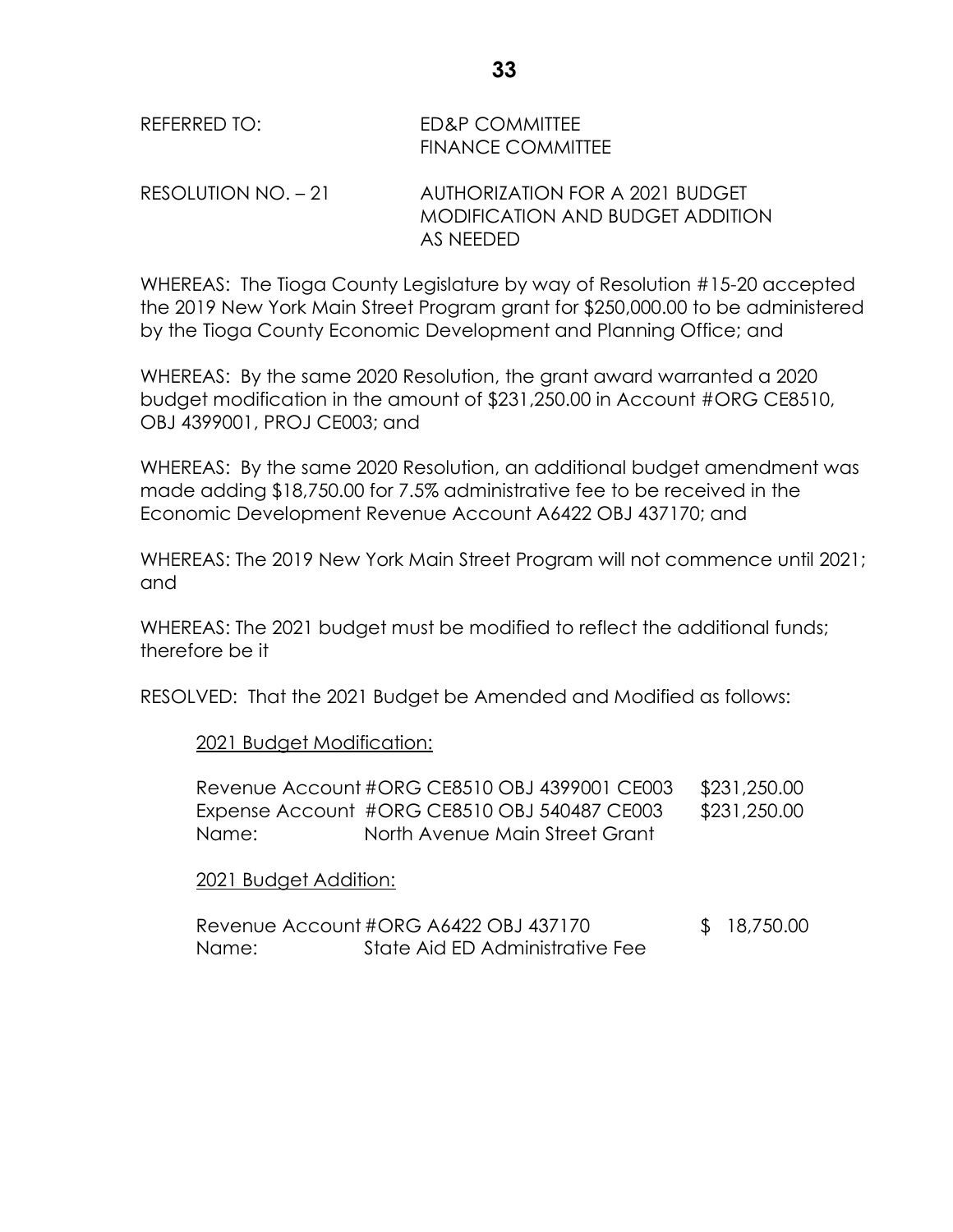REFERRED TO: ED&P COMMITTEE
FINANCE COMMITTEE

RESOLUTION NO. – 21 AUTHORIZATION FOR A 2021 BUDGET MODIFICATION AND BUDGET ADDITION AS NEEDED

WHEREAS: The Tioga County Legislature by way of Resolution #15-20 accepted the 2019 New York Main Street Program grant for $250,000.00 to be administered by the Tioga County Economic Development and Planning Office; and

WHEREAS: By the same 2020 Resolution, the grant award warranted a 2020 budget modification in the amount of $231,250.00 in Account #ORG CE8510, OBJ 4399001, PROJ CE003; and

WHEREAS: By the same 2020 Resolution, an additional budget amendment was made adding $18,750.00 for 7.5% administrative fee to be received in the Economic Development Revenue Account A6422 OBJ 437170; and

WHEREAS: The 2019 New York Main Street Program will not commence until 2021; and

WHEREAS: The 2021 budget must be modified to reflect the additional funds; therefore be it

RESOLVED: That the 2021 Budget be Amended and Modified as follows:

<u>2021 Budget Modification:</u>

| | | |
|---|---|---|
| Revenue Account | #ORG CE8510 OBJ 4399001 CE003 | $231,250.00 |
| Expense Account | #ORG CE8510 OBJ 540487 CE003 | $231,250.00 |
| Name: | North Avenue Main Street Grant | |

<u>2021 Budget Addition:</u>

| | | |
|---|---|---|
| Revenue Account | #ORG A6422 OBJ 437170 | $ 18,750.00 |
| Name: | State Aid ED Administrative Fee | |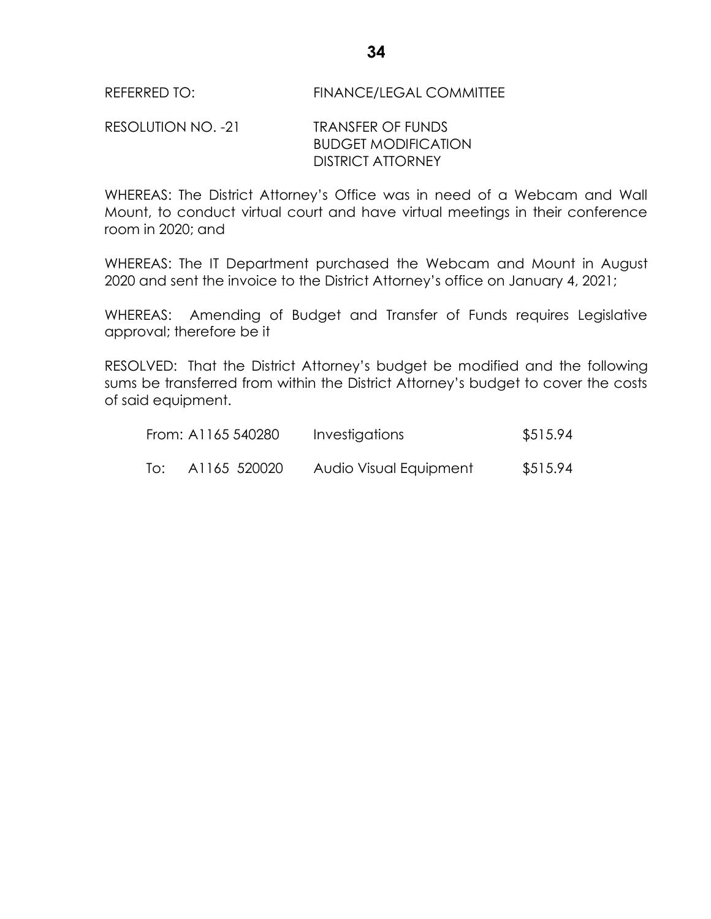REFERRED TO: FINANCE/LEGAL COMMITTEE

RESOLUTION NO. -21 TRANSFER OF FUNDS
BUDGET MODIFICATION
DISTRICT ATTORNEY

WHEREAS: The District Attorney's Office was in need of a Webcam and Wall Mount, to conduct virtual court and have virtual meetings in their conference room in 2020; and

WHEREAS: The IT Department purchased the Webcam and Mount in August 2020 and sent the invoice to the District Attorney's office on January 4, 2021;

WHEREAS: Amending of Budget and Transfer of Funds requires Legislative approval; therefore be it

RESOLVED: That the District Attorney's budget be modified and the following sums be transferred from within the District Attorney's budget to cover the costs of said equipment.

| | Account | Description | Amount |
|---|---|---|---|
| From: | A1165 540280 | Investigations | $515.94 |
| To: | A1165 520020 | Audio Visual Equipment | $515.94 |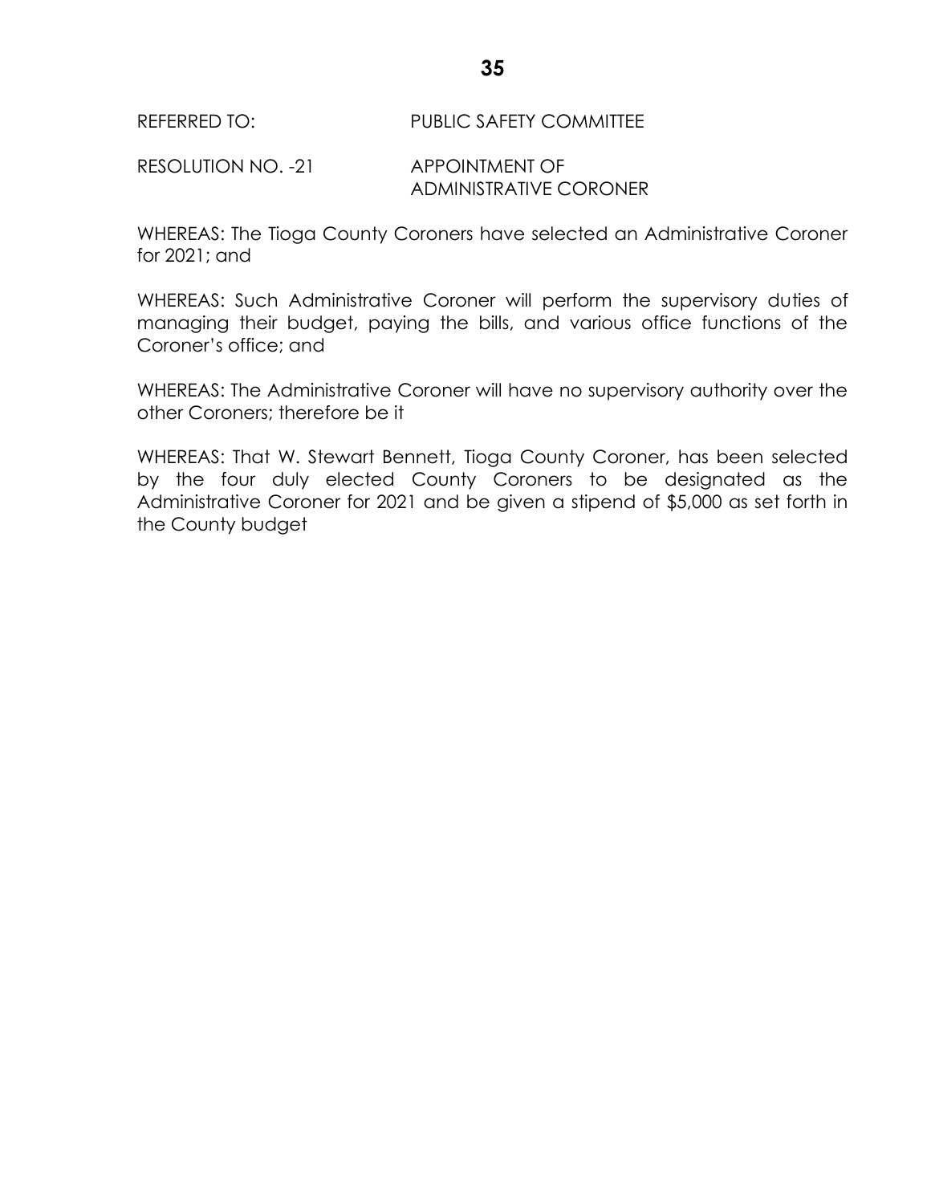REFERRED TO: PUBLIC SAFETY COMMITTEE

RESOLUTION NO. -21 APPOINTMENT OF ADMINISTRATIVE CORONER

WHEREAS: The Tioga County Coroners have selected an Administrative Coroner for 2021; and

WHEREAS: Such Administrative Coroner will perform the supervisory duties of managing their budget, paying the bills, and various office functions of the Coroner's office; and

WHEREAS: The Administrative Coroner will have no supervisory authority over the other Coroners; therefore be it

WHEREAS: That W. Stewart Bennett, Tioga County Coroner, has been selected by the four duly elected County Coroners to be designated as the Administrative Coroner for 2021 and be given a stipend of $5,000 as set forth in the County budget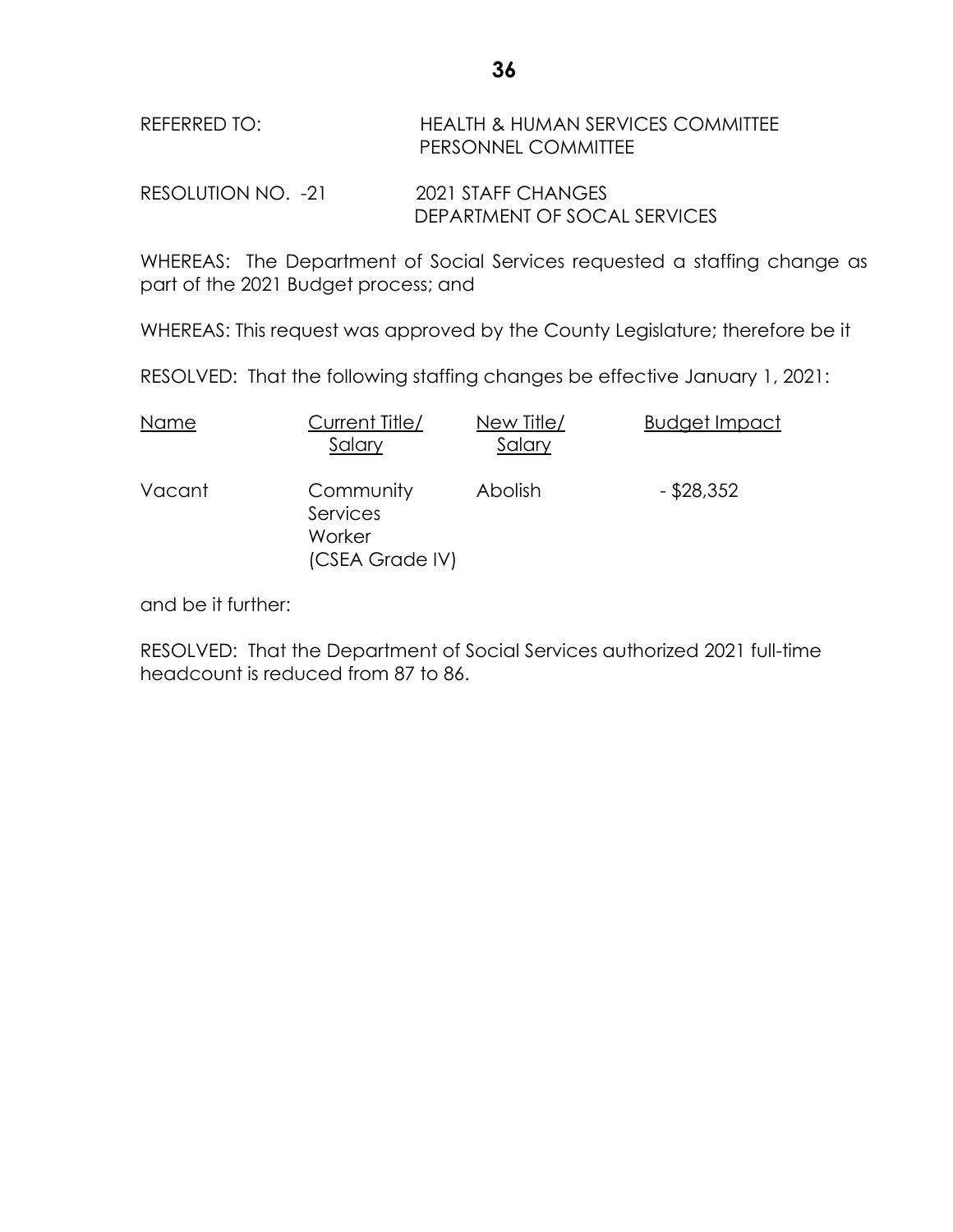REFERRED TO: HEALTH & HUMAN SERVICES COMMITTEE
PERSONNEL COMMITTEE

RESOLUTION NO. -21 2021 STAFF CHANGES
DEPARTMENT OF SOCAL SERVICES

WHEREAS: The Department of Social Services requested a staffing change as part of the 2021 Budget process; and

WHEREAS: This request was approved by the County Legislature; therefore be it

RESOLVED: That the following staffing changes be effective January 1, 2021:

| Name | Current Title/ Salary | New Title/ Salary | Budget Impact |
|---|---|---|---|
| Vacant | Community Services Worker (CSEA Grade IV) | Abolish | - $28,352 |

and be it further:

RESOLVED: That the Department of Social Services authorized 2021 full-time headcount is reduced from 87 to 86.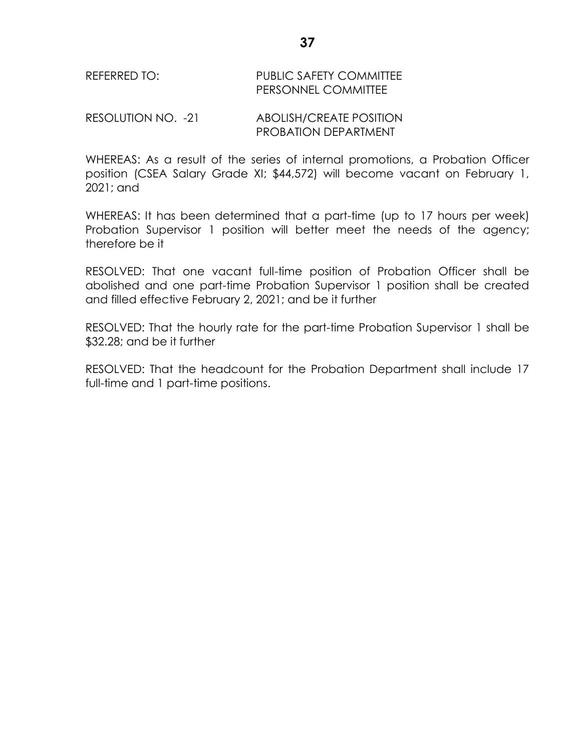REFERRED TO: PUBLIC SAFETY COMMITTEE
PERSONNEL COMMITTEE

RESOLUTION NO. -21 ABOLISH/CREATE POSITION
PROBATION DEPARTMENT

WHEREAS: As a result of the series of internal promotions, a Probation Officer position (CSEA Salary Grade XI; $44,572) will become vacant on February 1, 2021; and

WHEREAS: It has been determined that a part-time (up to 17 hours per week) Probation Supervisor 1 position will better meet the needs of the agency; therefore be it

RESOLVED: That one vacant full-time position of Probation Officer shall be abolished and one part-time Probation Supervisor 1 position shall be created and filled effective February 2, 2021; and be it further

RESOLVED: That the hourly rate for the part-time Probation Supervisor 1 shall be $32.28; and be it further

RESOLVED: That the headcount for the Probation Department shall include 17 full-time and 1 part-time positions.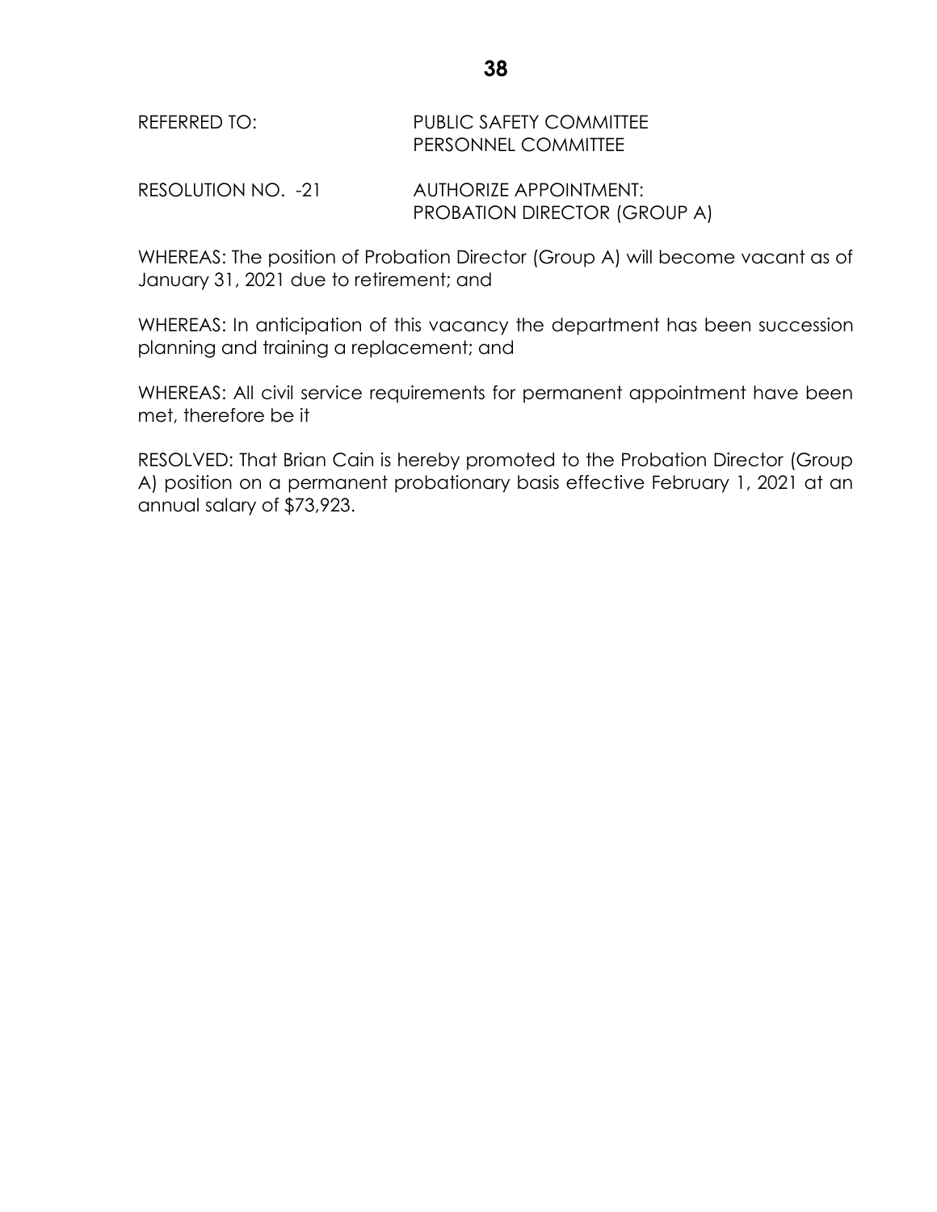REFERRED TO: PUBLIC SAFETY COMMITTEE
PERSONNEL COMMITTEE

RESOLUTION NO. -21 AUTHORIZE APPOINTMENT:
PROBATION DIRECTOR (GROUP A)

WHEREAS: The position of Probation Director (Group A) will become vacant as of January 31, 2021 due to retirement; and

WHEREAS: In anticipation of this vacancy the department has been succession planning and training a replacement; and

WHEREAS: All civil service requirements for permanent appointment have been met, therefore be it

RESOLVED: That Brian Cain is hereby promoted to the Probation Director (Group A) position on a permanent probationary basis effective February 1, 2021 at an annual salary of $73,923.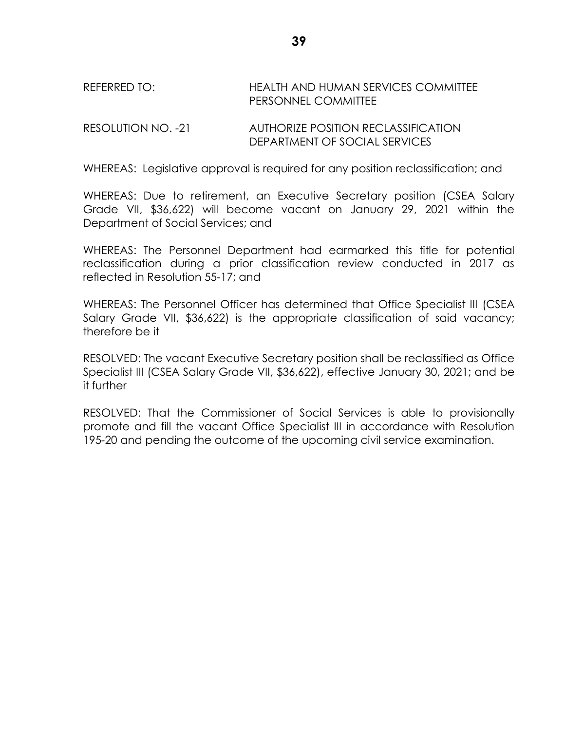REFERRED TO: HEALTH AND HUMAN SERVICES COMMITTEE
PERSONNEL COMMITTEE

RESOLUTION NO. -21 AUTHORIZE POSITION RECLASSIFICATION
DEPARTMENT OF SOCIAL SERVICES

WHEREAS: Legislative approval is required for any position reclassification; and

WHEREAS: Due to retirement, an Executive Secretary position (CSEA Salary Grade VII, $36,622) will become vacant on January 29, 2021 within the Department of Social Services; and

WHEREAS: The Personnel Department had earmarked this title for potential reclassification during a prior classification review conducted in 2017 as reflected in Resolution 55-17; and

WHEREAS: The Personnel Officer has determined that Office Specialist III (CSEA Salary Grade VII, $36,622) is the appropriate classification of said vacancy; therefore be it

RESOLVED: The vacant Executive Secretary position shall be reclassified as Office Specialist III (CSEA Salary Grade VII, $36,622), effective January 30, 2021; and be it further

RESOLVED: That the Commissioner of Social Services is able to provisionally promote and fill the vacant Office Specialist III in accordance with Resolution 195-20 and pending the outcome of the upcoming civil service examination.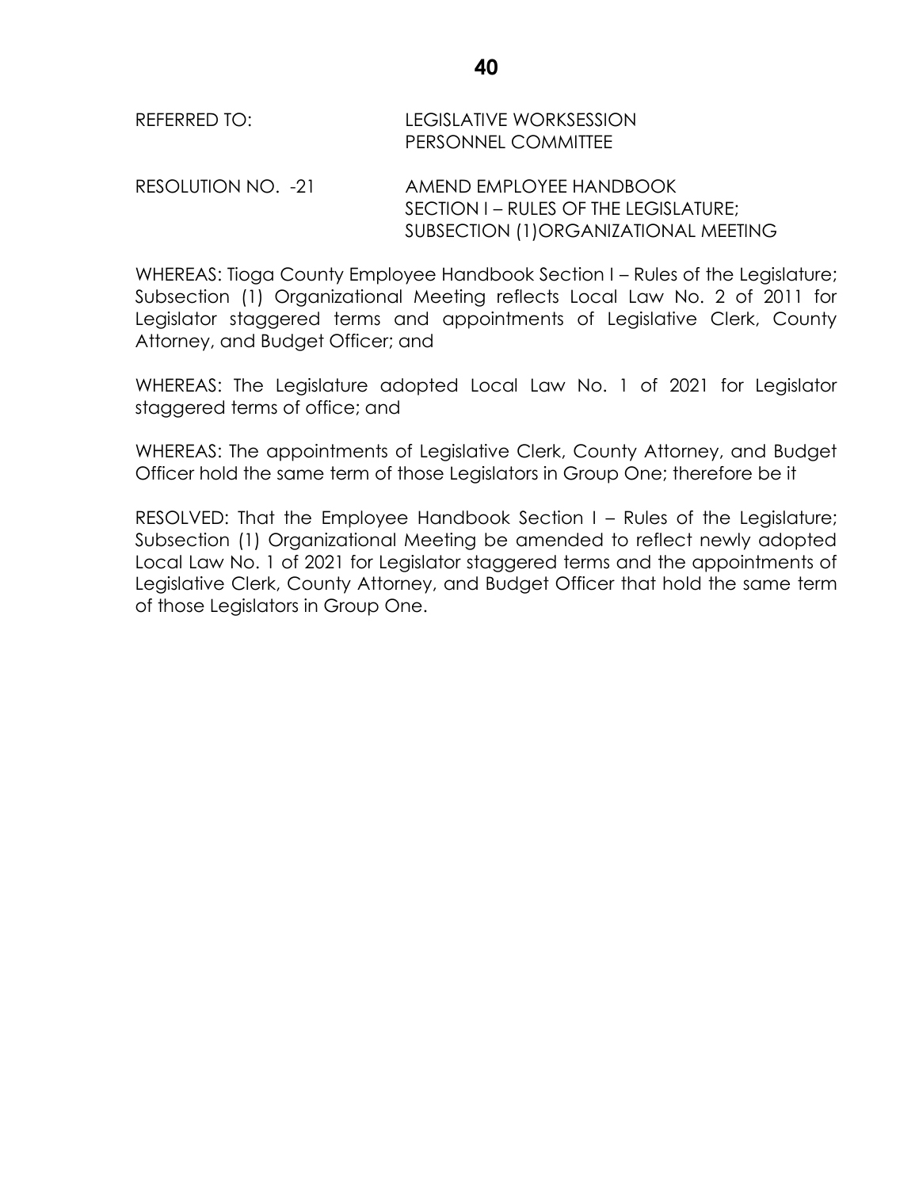REFERRED TO: LEGISLATIVE WORKSESSION
PERSONNEL COMMITTEE

RESOLUTION NO. -21 AMEND EMPLOYEE HANDBOOK
SECTION I – RULES OF THE LEGISLATURE;
SUBSECTION (1)ORGANIZATIONAL MEETING

WHEREAS: Tioga County Employee Handbook Section I – Rules of the Legislature; Subsection (1) Organizational Meeting reflects Local Law No. 2 of 2011 for Legislator staggered terms and appointments of Legislative Clerk, County Attorney, and Budget Officer; and

WHEREAS: The Legislature adopted Local Law No. 1 of 2021 for Legislator staggered terms of office; and

WHEREAS: The appointments of Legislative Clerk, County Attorney, and Budget Officer hold the same term of those Legislators in Group One; therefore be it

RESOLVED: That the Employee Handbook Section I – Rules of the Legislature; Subsection (1) Organizational Meeting be amended to reflect newly adopted Local Law No. 1 of 2021 for Legislator staggered terms and the appointments of Legislative Clerk, County Attorney, and Budget Officer that hold the same term of those Legislators in Group One.